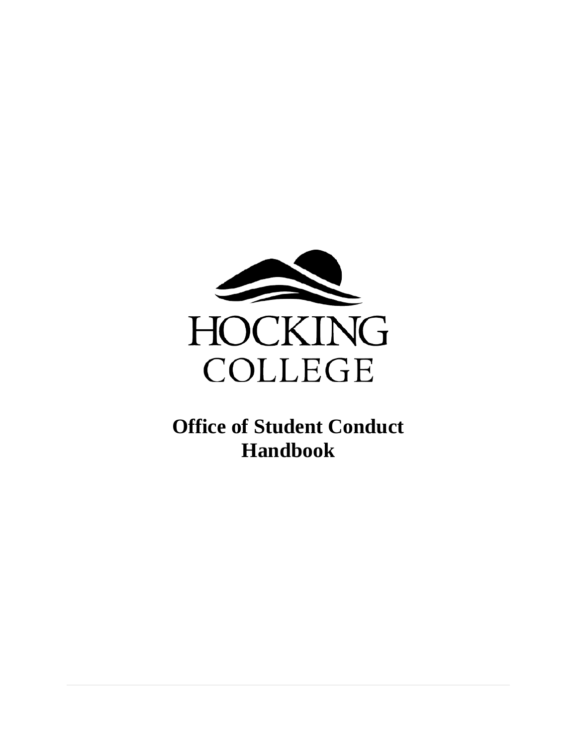HOCKING COLLEGE

# Office of Student Conduct Handbook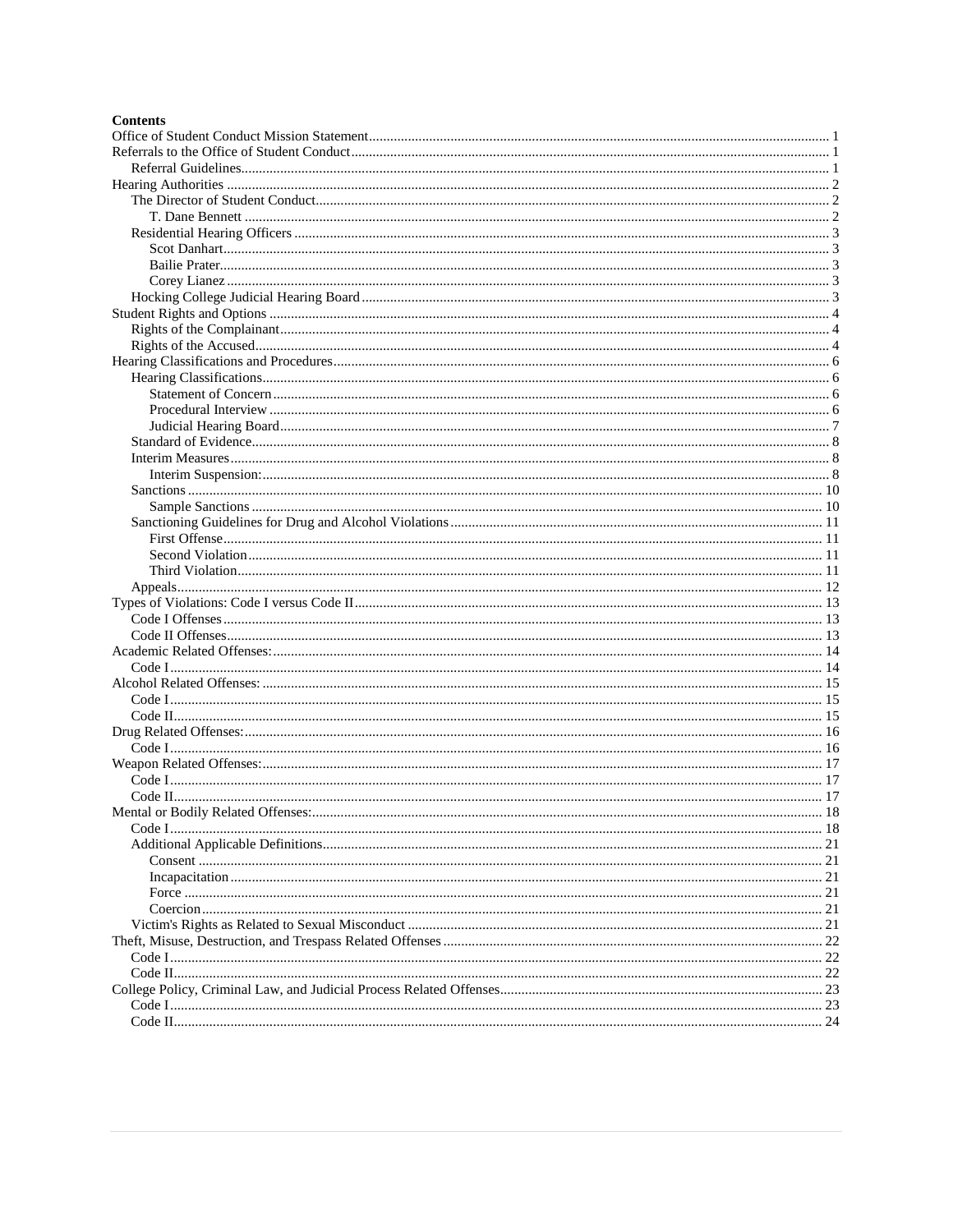**Contents**

- Office of Student Conduct Mission Statement ..... 1
- Referrals to the Office of Student Conduct ..... 1
  - Referral Guidelines ..... 1
- Hearing Authorities ..... 2
  - The Director of Student Conduct ..... 2
    - T. Dane Bennett ..... 2
  - Residential Hearing Officers ..... 3
    - Scot Danhart ..... 3
    - Bailie Prater ..... 3
    - Corey Lianez ..... 3
  - Hocking College Judicial Hearing Board ..... 3
- Student Rights and Options ..... 4
  - Rights of the Complainant ..... 4
  - Rights of the Accused ..... 4
- Hearing Classifications and Procedures ..... 6
  - Hearing Classifications ..... 6
    - Statement of Concern ..... 6
    - Procedural Interview ..... 6
    - Judicial Hearing Board ..... 7
  - Standard of Evidence ..... 8
  - Interim Measures ..... 8
    - Interim Suspension: ..... 8
  - Sanctions ..... 10
    - Sample Sanctions ..... 10
  - Sanctioning Guidelines for Drug and Alcohol Violations ..... 11
    - First Offense ..... 11
    - Second Violation ..... 11
    - Third Violation ..... 11
  - Appeals ..... 12
- Types of Violations: Code I versus Code II ..... 13
  - Code I Offenses ..... 13
  - Code II Offenses ..... 13
- Academic Related Offenses: ..... 14
  - Code I ..... 14
- Alcohol Related Offenses: ..... 15
  - Code I ..... 15
  - Code II ..... 15
- Drug Related Offenses: ..... 16
  - Code I ..... 16
- Weapon Related Offenses: ..... 17
  - Code I ..... 17
  - Code II ..... 17
- Mental or Bodily Related Offenses: ..... 18
  - Code I ..... 18
  - Additional Applicable Definitions ..... 21
    - Consent ..... 21
    - Incapacitation ..... 21
    - Force ..... 21
    - Coercion ..... 21
  - Victim's Rights as Related to Sexual Misconduct ..... 21
- Theft, Misuse, Destruction, and Trespass Related Offenses ..... 22
  - Code I ..... 22
  - Code II ..... 22
- College Policy, Criminal Law, and Judicial Process Related Offenses ..... 23
  - Code I ..... 23
  - Code II ..... 24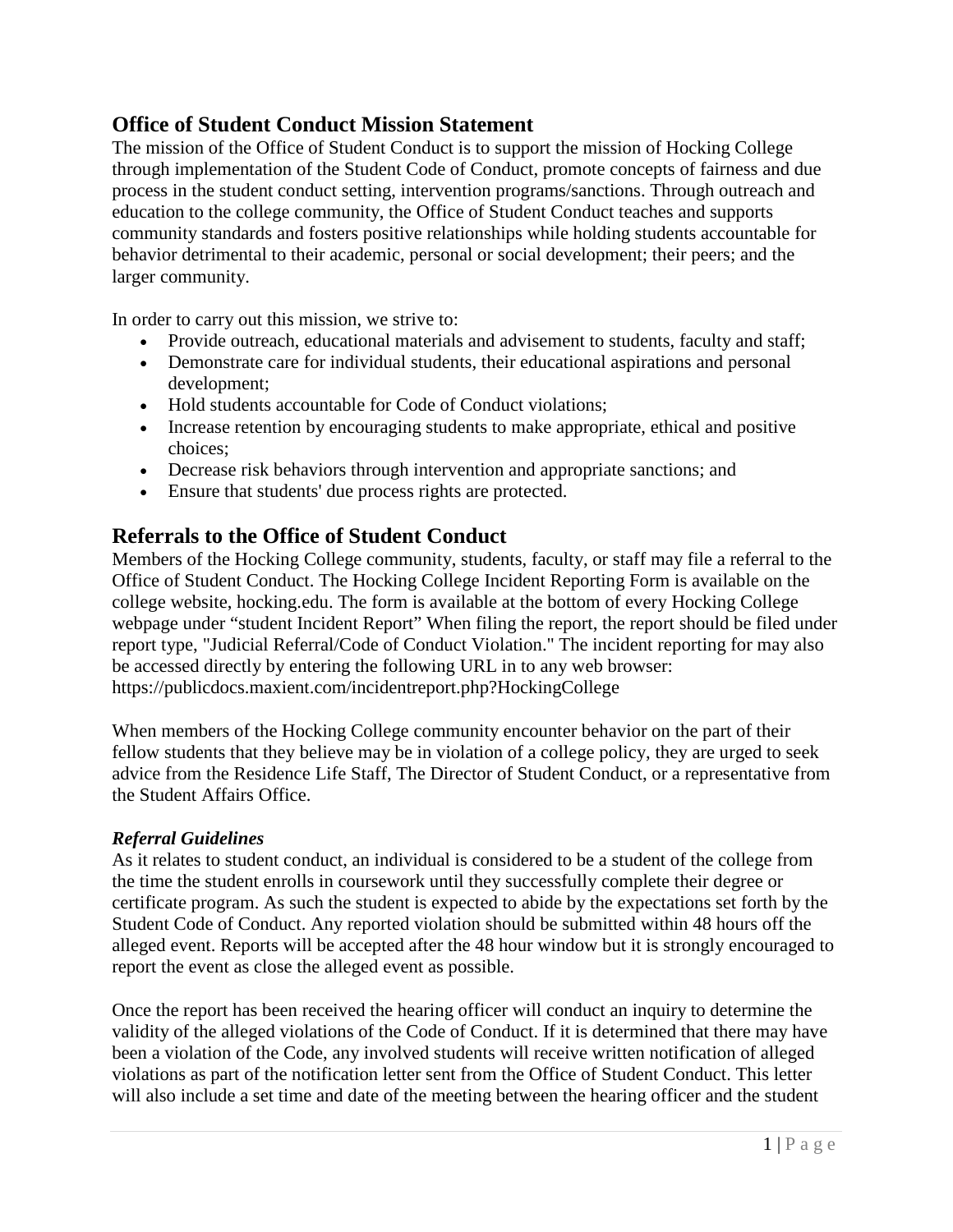## Office of Student Conduct Mission Statement

The mission of the Office of Student Conduct is to support the mission of Hocking College through implementation of the Student Code of Conduct, promote concepts of fairness and due process in the student conduct setting, intervention programs/sanctions. Through outreach and education to the college community, the Office of Student Conduct teaches and supports community standards and fosters positive relationships while holding students accountable for behavior detrimental to their academic, personal or social development; their peers; and the larger community.

In order to carry out this mission, we strive to:

- Provide outreach, educational materials and advisement to students, faculty and staff;
- Demonstrate care for individual students, their educational aspirations and personal development;
- Hold students accountable for Code of Conduct violations;
- Increase retention by encouraging students to make appropriate, ethical and positive choices;
- Decrease risk behaviors through intervention and appropriate sanctions; and
- Ensure that students' due process rights are protected.

## Referrals to the Office of Student Conduct

Members of the Hocking College community, students, faculty, or staff may file a referral to the Office of Student Conduct. The Hocking College Incident Reporting Form is available on the college website, hocking.edu. The form is available at the bottom of every Hocking College webpage under "student Incident Report" When filing the report, the report should be filed under report type, "Judicial Referral/Code of Conduct Violation." The incident reporting for may also be accessed directly by entering the following URL in to any web browser: https://publicdocs.maxient.com/incidentreport.php?HockingCollege

When members of the Hocking College community encounter behavior on the part of their fellow students that they believe may be in violation of a college policy, they are urged to seek advice from the Residence Life Staff, The Director of Student Conduct, or a representative from the Student Affairs Office.

### *Referral Guidelines*

As it relates to student conduct, an individual is considered to be a student of the college from the time the student enrolls in coursework until they successfully complete their degree or certificate program. As such the student is expected to abide by the expectations set forth by the Student Code of Conduct. Any reported violation should be submitted within 48 hours off the alleged event. Reports will be accepted after the 48 hour window but it is strongly encouraged to report the event as close the alleged event as possible.

Once the report has been received the hearing officer will conduct an inquiry to determine the validity of the alleged violations of the Code of Conduct. If it is determined that there may have been a violation of the Code, any involved students will receive written notification of alleged violations as part of the notification letter sent from the Office of Student Conduct. This letter will also include a set time and date of the meeting between the hearing officer and the student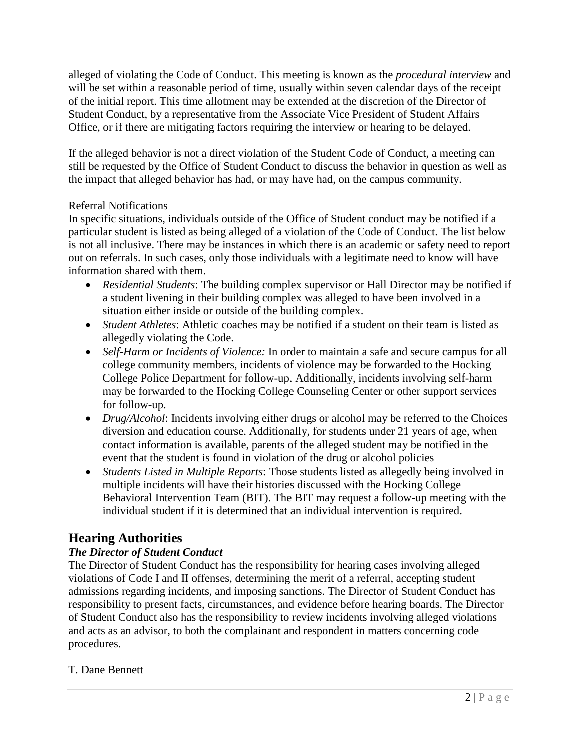alleged of violating the Code of Conduct. This meeting is known as the *procedural interview* and will be set within a reasonable period of time, usually within seven calendar days of the receipt of the initial report. This time allotment may be extended at the discretion of the Director of Student Conduct, by a representative from the Associate Vice President of Student Affairs Office, or if there are mitigating factors requiring the interview or hearing to be delayed.

If the alleged behavior is not a direct violation of the Student Code of Conduct, a meeting can still be requested by the Office of Student Conduct to discuss the behavior in question as well as the impact that alleged behavior has had, or may have had, on the campus community.

<u>Referral Notifications</u>

In specific situations, individuals outside of the Office of Student conduct may be notified if a particular student is listed as being alleged of a violation of the Code of Conduct. The list below is not all inclusive. There may be instances in which there is an academic or safety need to report out on referrals. In such cases, only those individuals with a legitimate need to know will have information shared with them.

- *Residential Students*: The building complex supervisor or Hall Director may be notified if a student livening in their building complex was alleged to have been involved in a situation either inside or outside of the building complex.
- *Student Athletes*: Athletic coaches may be notified if a student on their team is listed as allegedly violating the Code.
- *Self-Harm or Incidents of Violence:* In order to maintain a safe and secure campus for all college community members, incidents of violence may be forwarded to the Hocking College Police Department for follow-up. Additionally, incidents involving self-harm may be forwarded to the Hocking College Counseling Center or other support services for follow-up.
- *Drug/Alcohol*: Incidents involving either drugs or alcohol may be referred to the Choices diversion and education course. Additionally, for students under 21 years of age, when contact information is available, parents of the alleged student may be notified in the event that the student is found in violation of the drug or alcohol policies
- *Students Listed in Multiple Reports*: Those students listed as allegedly being involved in multiple incidents will have their histories discussed with the Hocking College Behavioral Intervention Team (BIT). The BIT may request a follow-up meeting with the individual student if it is determined that an individual intervention is required.

## Hearing Authorities

### *The Director of Student Conduct*

The Director of Student Conduct has the responsibility for hearing cases involving alleged violations of Code I and II offenses, determining the merit of a referral, accepting student admissions regarding incidents, and imposing sanctions. The Director of Student Conduct has responsibility to present facts, circumstances, and evidence before hearing boards. The Director of Student Conduct also has the responsibility to review incidents involving alleged violations and acts as an advisor, to both the complainant and respondent in matters concerning code procedures.

<u>T. Dane Bennett</u>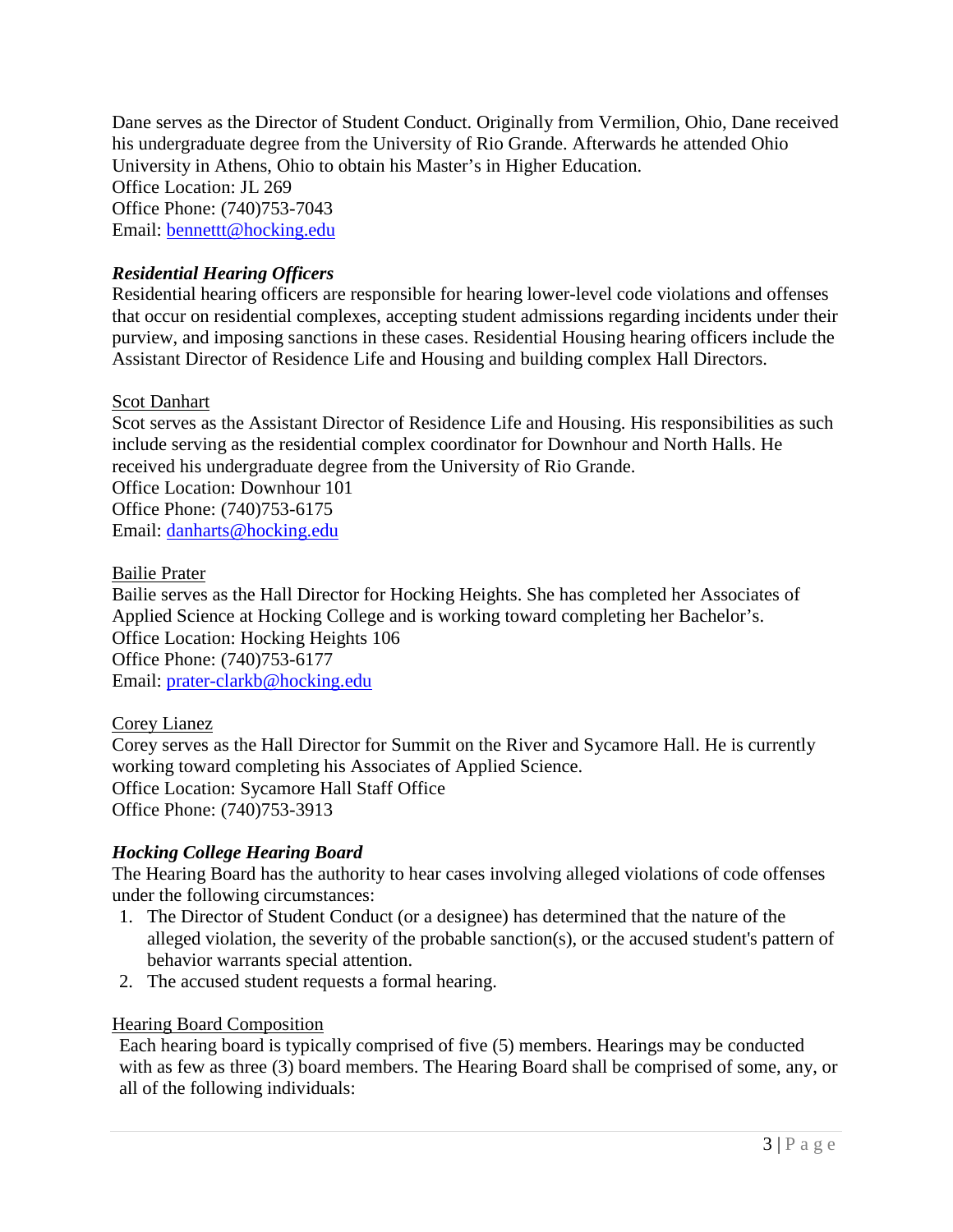Dane serves as the Director of Student Conduct. Originally from Vermilion, Ohio, Dane received his undergraduate degree from the University of Rio Grande. Afterwards he attended Ohio University in Athens, Ohio to obtain his Master's in Higher Education.
Office Location: JL 269
Office Phone: (740)753-7043
Email: bennettt@hocking.edu

### *Residential Hearing Officers*

Residential hearing officers are responsible for hearing lower-level code violations and offenses that occur on residential complexes, accepting student admissions regarding incidents under their purview, and imposing sanctions in these cases. Residential Housing hearing officers include the Assistant Director of Residence Life and Housing and building complex Hall Directors.

Scot Danhart

Scot serves as the Assistant Director of Residence Life and Housing. His responsibilities as such include serving as the residential complex coordinator for Downhour and North Halls. He received his undergraduate degree from the University of Rio Grande.
Office Location: Downhour 101
Office Phone: (740)753-6175
Email: danharts@hocking.edu

Bailie Prater

Bailie serves as the Hall Director for Hocking Heights. She has completed her Associates of Applied Science at Hocking College and is working toward completing her Bachelor's.
Office Location: Hocking Heights 106
Office Phone: (740)753-6177
Email: prater-clarkb@hocking.edu

Corey Lianez

Corey serves as the Hall Director for Summit on the River and Sycamore Hall. He is currently working toward completing his Associates of Applied Science.
Office Location: Sycamore Hall Staff Office
Office Phone: (740)753-3913

### *Hocking College Hearing Board*

The Hearing Board has the authority to hear cases involving alleged violations of code offenses under the following circumstances:

1. The Director of Student Conduct (or a designee) has determined that the nature of the alleged violation, the severity of the probable sanction(s), or the accused student's pattern of behavior warrants special attention.
2. The accused student requests a formal hearing.

Hearing Board Composition

Each hearing board is typically comprised of five (5) members. Hearings may be conducted with as few as three (3) board members. The Hearing Board shall be comprised of some, any, or all of the following individuals: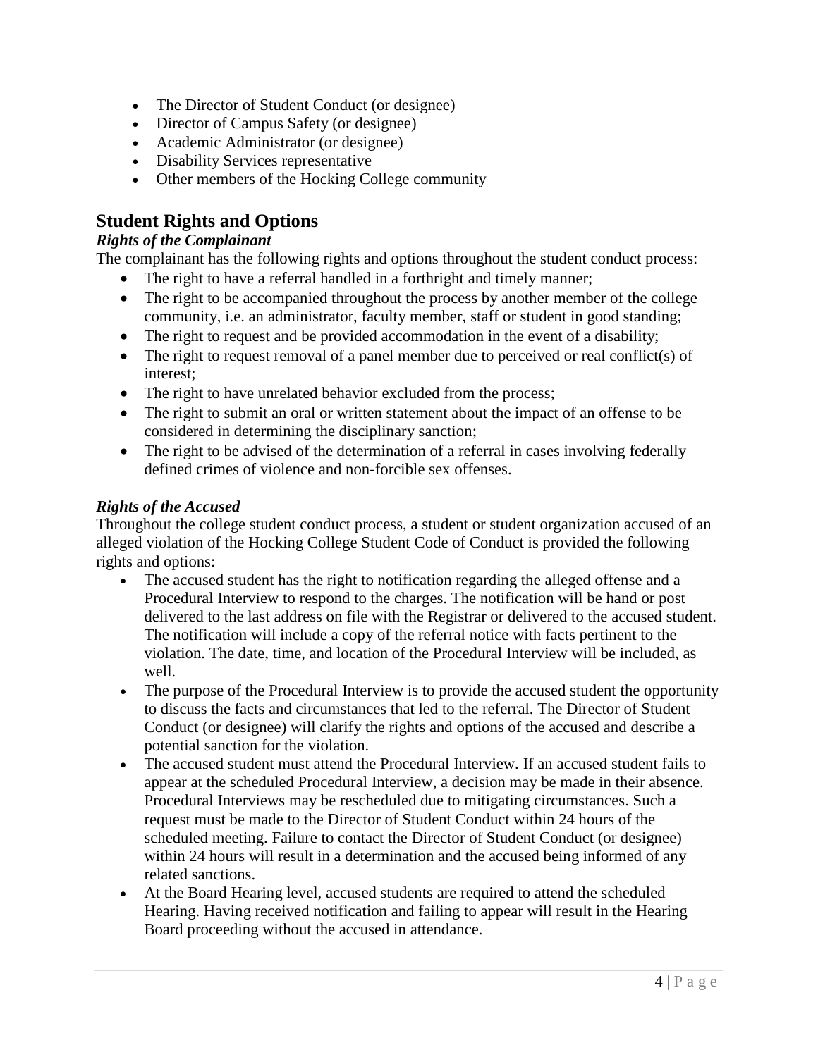- The Director of Student Conduct (or designee)
- Director of Campus Safety (or designee)
- Academic Administrator (or designee)
- Disability Services representative
- Other members of the Hocking College community

## Student Rights and Options

### *Rights of the Complainant*

The complainant has the following rights and options throughout the student conduct process:

- The right to have a referral handled in a forthright and timely manner;
- The right to be accompanied throughout the process by another member of the college community, i.e. an administrator, faculty member, staff or student in good standing;
- The right to request and be provided accommodation in the event of a disability;
- The right to request removal of a panel member due to perceived or real conflict(s) of interest;
- The right to have unrelated behavior excluded from the process;
- The right to submit an oral or written statement about the impact of an offense to be considered in determining the disciplinary sanction;
- The right to be advised of the determination of a referral in cases involving federally defined crimes of violence and non-forcible sex offenses.

### *Rights of the Accused*

Throughout the college student conduct process, a student or student organization accused of an alleged violation of the Hocking College Student Code of Conduct is provided the following rights and options:

- The accused student has the right to notification regarding the alleged offense and a Procedural Interview to respond to the charges. The notification will be hand or post delivered to the last address on file with the Registrar or delivered to the accused student. The notification will include a copy of the referral notice with facts pertinent to the violation. The date, time, and location of the Procedural Interview will be included, as well.
- The purpose of the Procedural Interview is to provide the accused student the opportunity to discuss the facts and circumstances that led to the referral. The Director of Student Conduct (or designee) will clarify the rights and options of the accused and describe a potential sanction for the violation.
- The accused student must attend the Procedural Interview. If an accused student fails to appear at the scheduled Procedural Interview, a decision may be made in their absence. Procedural Interviews may be rescheduled due to mitigating circumstances. Such a request must be made to the Director of Student Conduct within 24 hours of the scheduled meeting. Failure to contact the Director of Student Conduct (or designee) within 24 hours will result in a determination and the accused being informed of any related sanctions.
- At the Board Hearing level, accused students are required to attend the scheduled Hearing. Having received notification and failing to appear will result in the Hearing Board proceeding without the accused in attendance.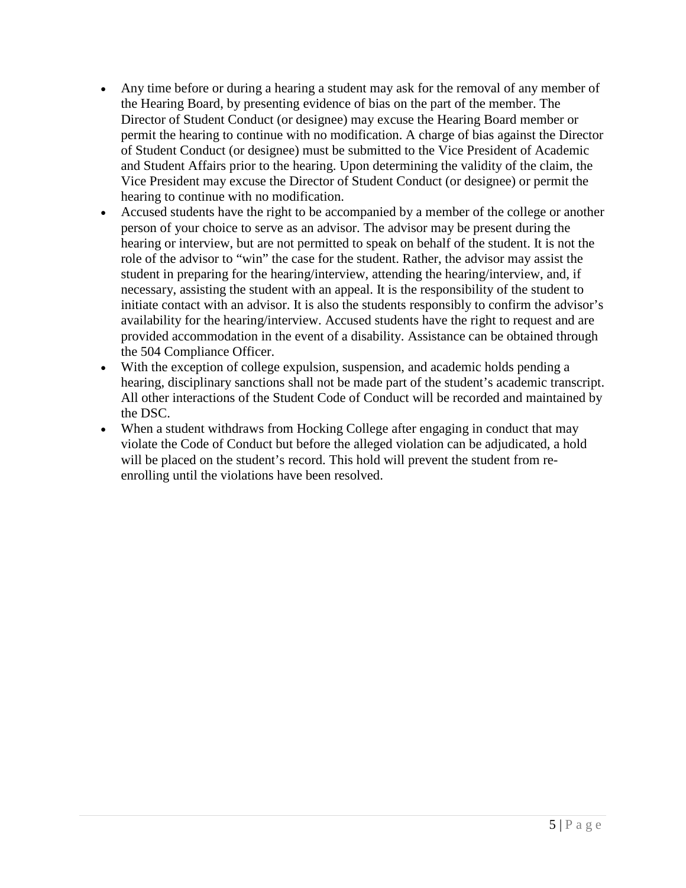- Any time before or during a hearing a student may ask for the removal of any member of the Hearing Board, by presenting evidence of bias on the part of the member. The Director of Student Conduct (or designee) may excuse the Hearing Board member or permit the hearing to continue with no modification. A charge of bias against the Director of Student Conduct (or designee) must be submitted to the Vice President of Academic and Student Affairs prior to the hearing. Upon determining the validity of the claim, the Vice President may excuse the Director of Student Conduct (or designee) or permit the hearing to continue with no modification.
- Accused students have the right to be accompanied by a member of the college or another person of your choice to serve as an advisor. The advisor may be present during the hearing or interview, but are not permitted to speak on behalf of the student. It is not the role of the advisor to "win" the case for the student. Rather, the advisor may assist the student in preparing for the hearing/interview, attending the hearing/interview, and, if necessary, assisting the student with an appeal. It is the responsibility of the student to initiate contact with an advisor. It is also the students responsibly to confirm the advisor's availability for the hearing/interview. Accused students have the right to request and are provided accommodation in the event of a disability. Assistance can be obtained through the 504 Compliance Officer.
- With the exception of college expulsion, suspension, and academic holds pending a hearing, disciplinary sanctions shall not be made part of the student's academic transcript. All other interactions of the Student Code of Conduct will be recorded and maintained by the DSC.
- When a student withdraws from Hocking College after engaging in conduct that may violate the Code of Conduct but before the alleged violation can be adjudicated, a hold will be placed on the student's record. This hold will prevent the student from re-enrolling until the violations have been resolved.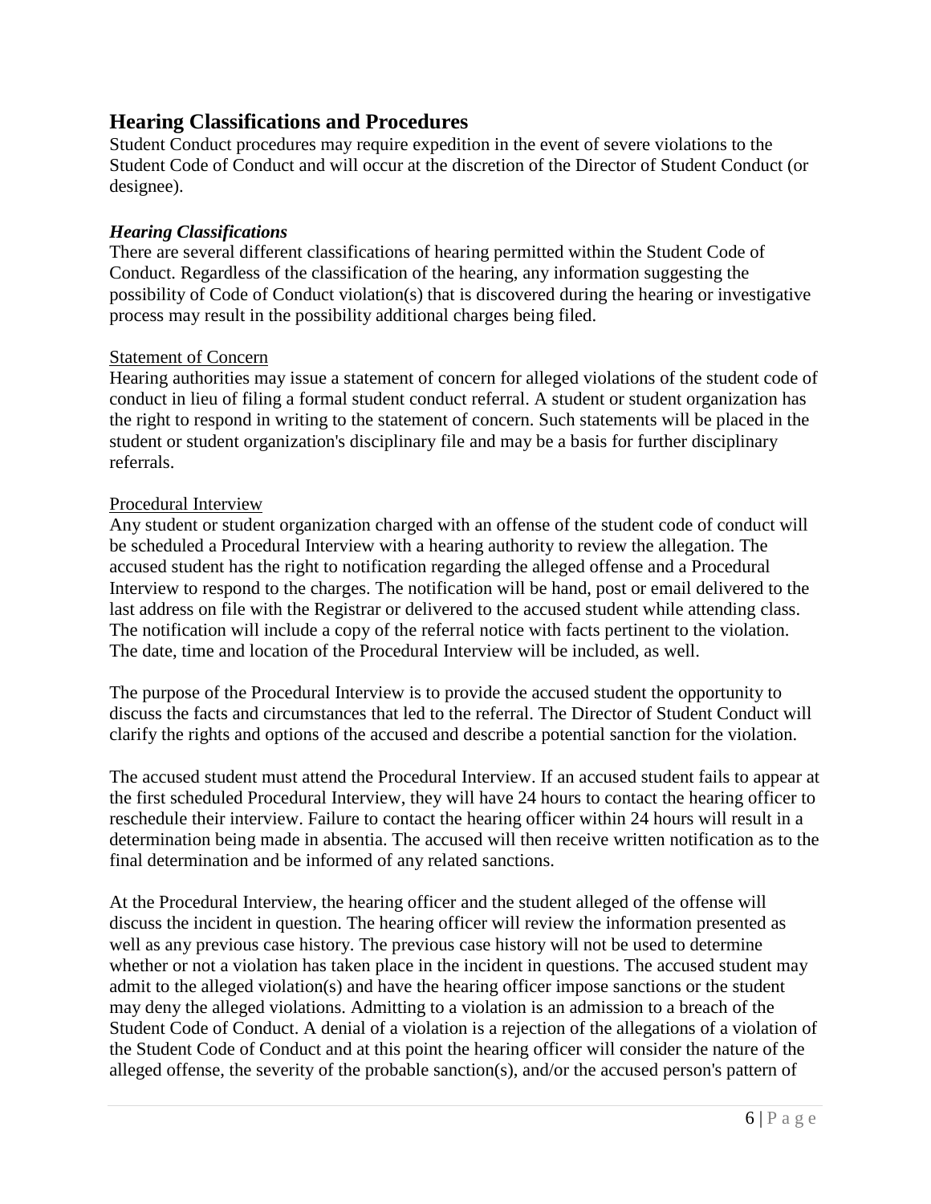## Hearing Classifications and Procedures

Student Conduct procedures may require expedition in the event of severe violations to the Student Code of Conduct and will occur at the discretion of the Director of Student Conduct (or designee).

### *Hearing Classifications*

There are several different classifications of hearing permitted within the Student Code of Conduct. Regardless of the classification of the hearing, any information suggesting the possibility of Code of Conduct violation(s) that is discovered during the hearing or investigative process may result in the possibility additional charges being filed.

#### Statement of Concern

Hearing authorities may issue a statement of concern for alleged violations of the student code of conduct in lieu of filing a formal student conduct referral. A student or student organization has the right to respond in writing to the statement of concern. Such statements will be placed in the student or student organization's disciplinary file and may be a basis for further disciplinary referrals.

#### Procedural Interview

Any student or student organization charged with an offense of the student code of conduct will be scheduled a Procedural Interview with a hearing authority to review the allegation. The accused student has the right to notification regarding the alleged offense and a Procedural Interview to respond to the charges. The notification will be hand, post or email delivered to the last address on file with the Registrar or delivered to the accused student while attending class. The notification will include a copy of the referral notice with facts pertinent to the violation. The date, time and location of the Procedural Interview will be included, as well.

The purpose of the Procedural Interview is to provide the accused student the opportunity to discuss the facts and circumstances that led to the referral. The Director of Student Conduct will clarify the rights and options of the accused and describe a potential sanction for the violation.

The accused student must attend the Procedural Interview. If an accused student fails to appear at the first scheduled Procedural Interview, they will have 24 hours to contact the hearing officer to reschedule their interview. Failure to contact the hearing officer within 24 hours will result in a determination being made in absentia. The accused will then receive written notification as to the final determination and be informed of any related sanctions.

At the Procedural Interview, the hearing officer and the student alleged of the offense will discuss the incident in question. The hearing officer will review the information presented as well as any previous case history. The previous case history will not be used to determine whether or not a violation has taken place in the incident in questions. The accused student may admit to the alleged violation(s) and have the hearing officer impose sanctions or the student may deny the alleged violations. Admitting to a violation is an admission to a breach of the Student Code of Conduct. A denial of a violation is a rejection of the allegations of a violation of the Student Code of Conduct and at this point the hearing officer will consider the nature of the alleged offense, the severity of the probable sanction(s), and/or the accused person's pattern of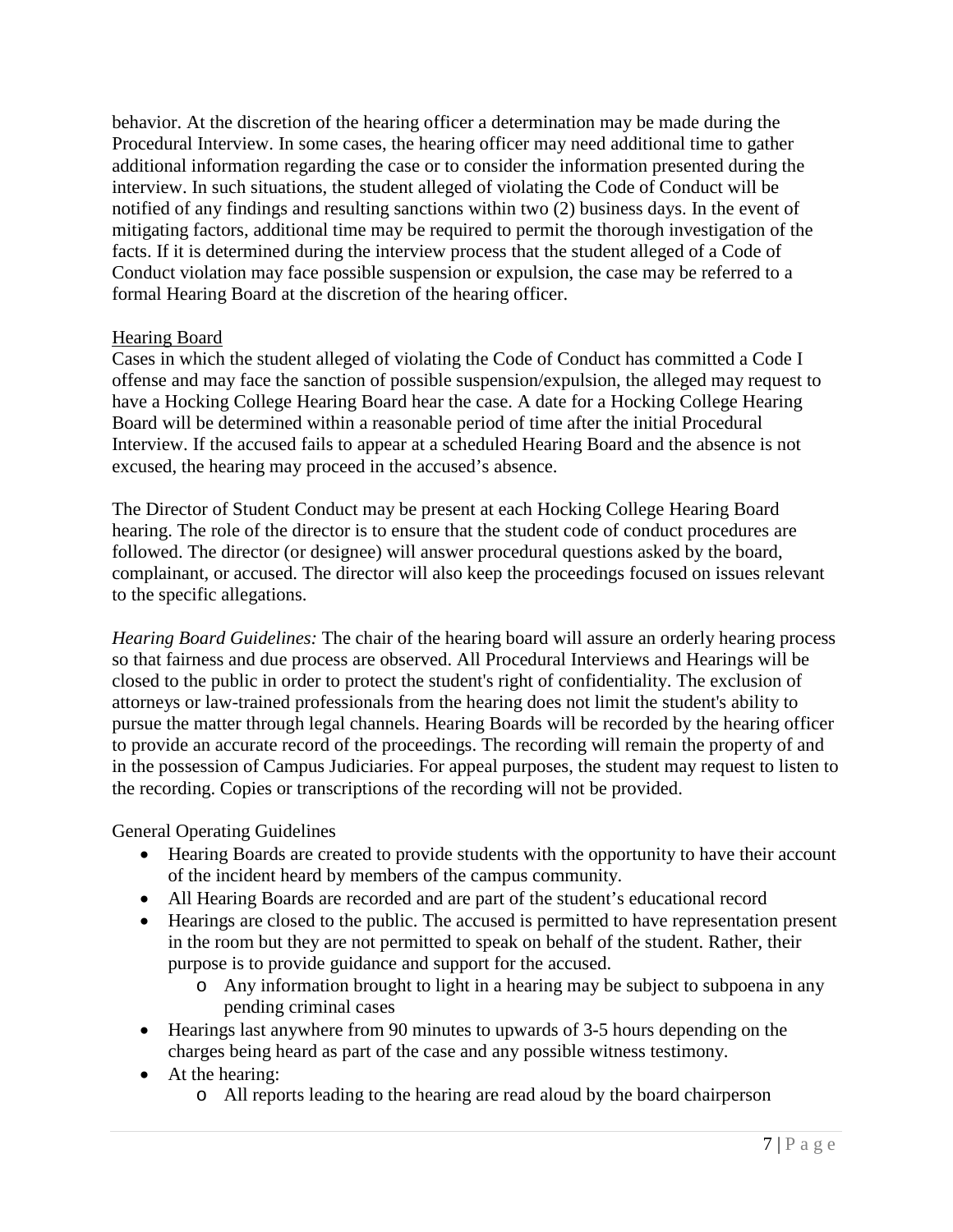behavior. At the discretion of the hearing officer a determination may be made during the Procedural Interview. In some cases, the hearing officer may need additional time to gather additional information regarding the case or to consider the information presented during the interview. In such situations, the student alleged of violating the Code of Conduct will be notified of any findings and resulting sanctions within two (2) business days. In the event of mitigating factors, additional time may be required to permit the thorough investigation of the facts. If it is determined during the interview process that the student alleged of a Code of Conduct violation may face possible suspension or expulsion, the case may be referred to a formal Hearing Board at the discretion of the hearing officer.

<u>Hearing Board</u>

Cases in which the student alleged of violating the Code of Conduct has committed a Code I offense and may face the sanction of possible suspension/expulsion, the alleged may request to have a Hocking College Hearing Board hear the case. A date for a Hocking College Hearing Board will be determined within a reasonable period of time after the initial Procedural Interview. If the accused fails to appear at a scheduled Hearing Board and the absence is not excused, the hearing may proceed in the accused's absence.

The Director of Student Conduct may be present at each Hocking College Hearing Board hearing. The role of the director is to ensure that the student code of conduct procedures are followed. The director (or designee) will answer procedural questions asked by the board, complainant, or accused. The director will also keep the proceedings focused on issues relevant to the specific allegations.

*Hearing Board Guidelines:* The chair of the hearing board will assure an orderly hearing process so that fairness and due process are observed. All Procedural Interviews and Hearings will be closed to the public in order to protect the student's right of confidentiality. The exclusion of attorneys or law-trained professionals from the hearing does not limit the student's ability to pursue the matter through legal channels. Hearing Boards will be recorded by the hearing officer to provide an accurate record of the proceedings. The recording will remain the property of and in the possession of Campus Judiciaries. For appeal purposes, the student may request to listen to the recording. Copies or transcriptions of the recording will not be provided.

General Operating Guidelines

- Hearing Boards are created to provide students with the opportunity to have their account of the incident heard by members of the campus community.
- All Hearing Boards are recorded and are part of the student's educational record
- Hearings are closed to the public. The accused is permitted to have representation present in the room but they are not permitted to speak on behalf of the student. Rather, their purpose is to provide guidance and support for the accused.
  - Any information brought to light in a hearing may be subject to subpoena in any pending criminal cases
- Hearings last anywhere from 90 minutes to upwards of 3-5 hours depending on the charges being heard as part of the case and any possible witness testimony.
- At the hearing:
  - All reports leading to the hearing are read aloud by the board chairperson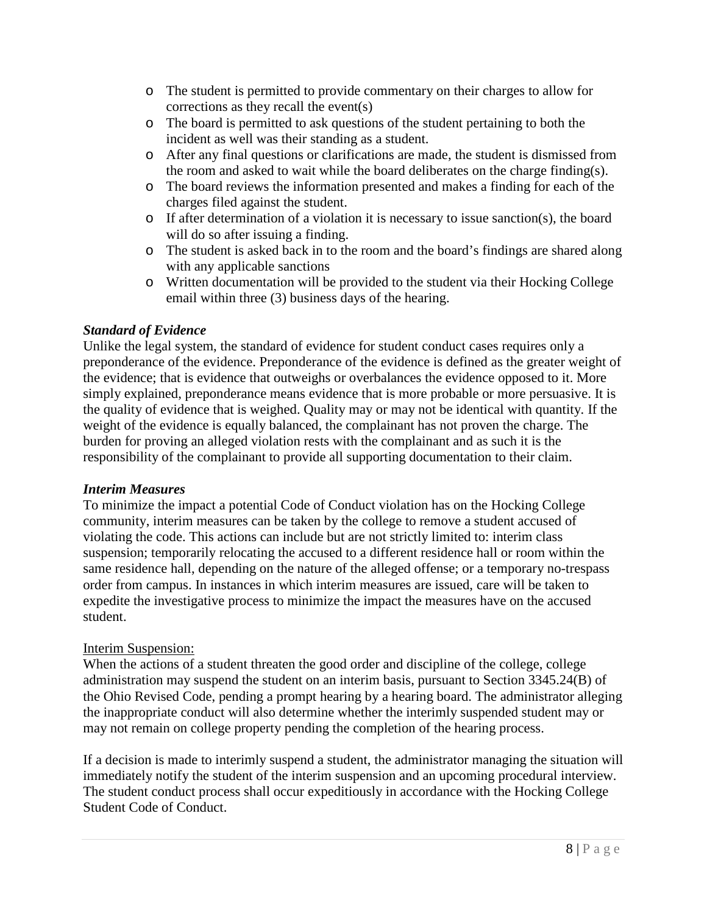- The student is permitted to provide commentary on their charges to allow for corrections as they recall the event(s)
- The board is permitted to ask questions of the student pertaining to both the incident as well was their standing as a student.
- After any final questions or clarifications are made, the student is dismissed from the room and asked to wait while the board deliberates on the charge finding(s).
- The board reviews the information presented and makes a finding for each of the charges filed against the student.
- If after determination of a violation it is necessary to issue sanction(s), the board will do so after issuing a finding.
- The student is asked back in to the room and the board's findings are shared along with any applicable sanctions
- Written documentation will be provided to the student via their Hocking College email within three (3) business days of the hearing.

***Standard of Evidence***

Unlike the legal system, the standard of evidence for student conduct cases requires only a preponderance of the evidence. Preponderance of the evidence is defined as the greater weight of the evidence; that is evidence that outweighs or overbalances the evidence opposed to it. More simply explained, preponderance means evidence that is more probable or more persuasive. It is the quality of evidence that is weighed. Quality may or may not be identical with quantity. If the weight of the evidence is equally balanced, the complainant has not proven the charge. The burden for proving an alleged violation rests with the complainant and as such it is the responsibility of the complainant to provide all supporting documentation to their claim.

***Interim Measures***

To minimize the impact a potential Code of Conduct violation has on the Hocking College community, interim measures can be taken by the college to remove a student accused of violating the code. This actions can include but are not strictly limited to: interim class suspension; temporarily relocating the accused to a different residence hall or room within the same residence hall, depending on the nature of the alleged offense; or a temporary no-trespass order from campus. In instances in which interim measures are issued, care will be taken to expedite the investigative process to minimize the impact the measures have on the accused student.

<u>Interim Suspension:</u>

When the actions of a student threaten the good order and discipline of the college, college administration may suspend the student on an interim basis, pursuant to Section 3345.24(B) of the Ohio Revised Code, pending a prompt hearing by a hearing board. The administrator alleging the inappropriate conduct will also determine whether the interimly suspended student may or may not remain on college property pending the completion of the hearing process.

If a decision is made to interimly suspend a student, the administrator managing the situation will immediately notify the student of the interim suspension and an upcoming procedural interview. The student conduct process shall occur expeditiously in accordance with the Hocking College Student Code of Conduct.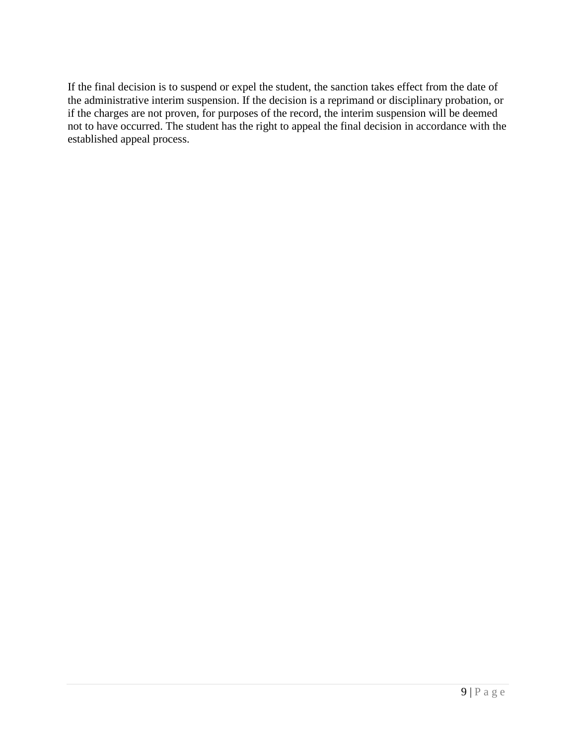If the final decision is to suspend or expel the student, the sanction takes effect from the date of the administrative interim suspension. If the decision is a reprimand or disciplinary probation, or if the charges are not proven, for purposes of the record, the interim suspension will be deemed not to have occurred. The student has the right to appeal the final decision in accordance with the established appeal process.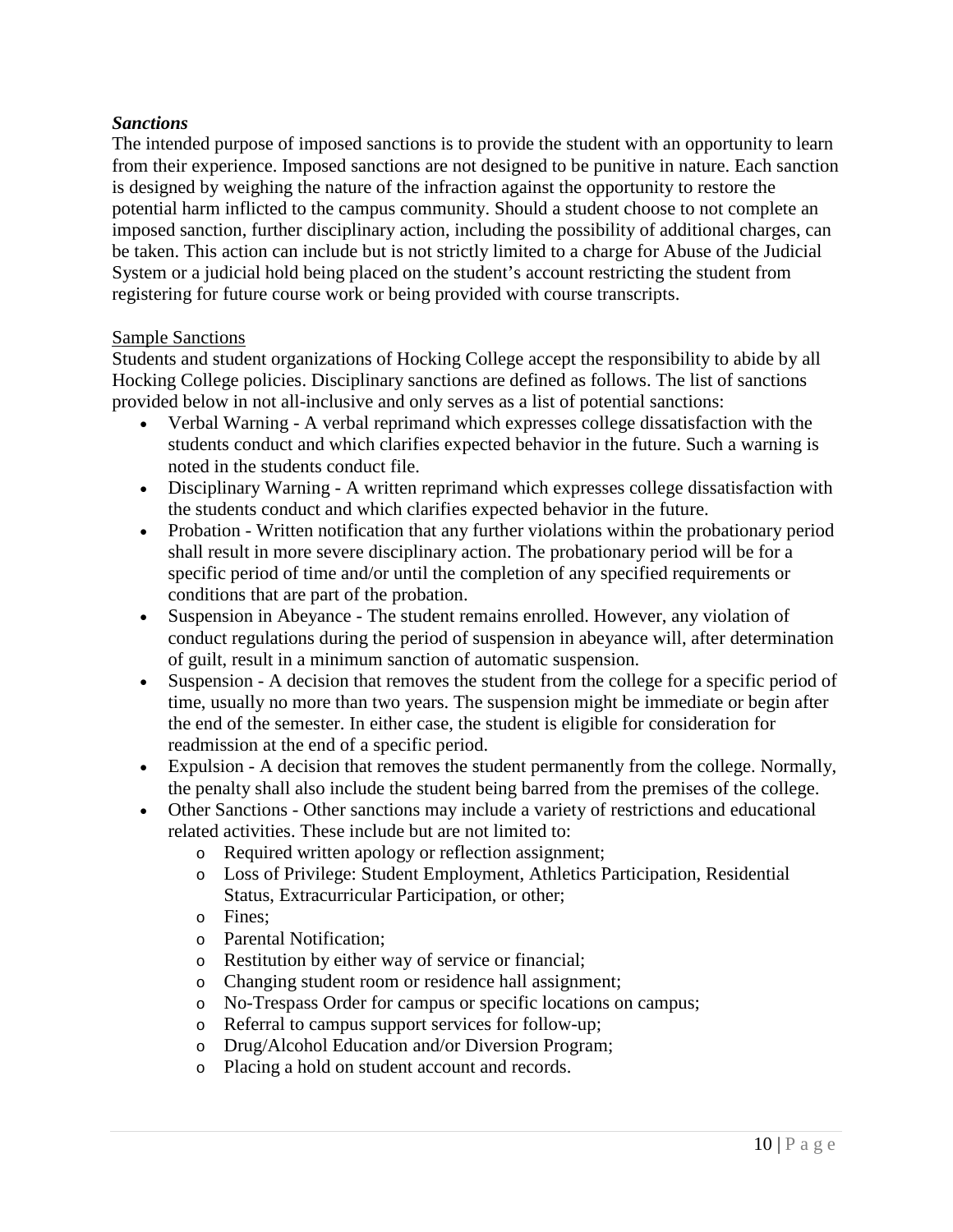***Sanctions***

The intended purpose of imposed sanctions is to provide the student with an opportunity to learn from their experience. Imposed sanctions are not designed to be punitive in nature. Each sanction is designed by weighing the nature of the infraction against the opportunity to restore the potential harm inflicted to the campus community. Should a student choose to not complete an imposed sanction, further disciplinary action, including the possibility of additional charges, can be taken. This action can include but is not strictly limited to a charge for Abuse of the Judicial System or a judicial hold being placed on the student's account restricting the student from registering for future course work or being provided with course transcripts.

<u>Sample Sanctions</u>

Students and student organizations of Hocking College accept the responsibility to abide by all Hocking College policies. Disciplinary sanctions are defined as follows. The list of sanctions provided below in not all-inclusive and only serves as a list of potential sanctions:

- Verbal Warning - A verbal reprimand which expresses college dissatisfaction with the students conduct and which clarifies expected behavior in the future. Such a warning is noted in the students conduct file.
- Disciplinary Warning - A written reprimand which expresses college dissatisfaction with the students conduct and which clarifies expected behavior in the future.
- Probation - Written notification that any further violations within the probationary period shall result in more severe disciplinary action. The probationary period will be for a specific period of time and/or until the completion of any specified requirements or conditions that are part of the probation.
- Suspension in Abeyance - The student remains enrolled. However, any violation of conduct regulations during the period of suspension in abeyance will, after determination of guilt, result in a minimum sanction of automatic suspension.
- Suspension - A decision that removes the student from the college for a specific period of time, usually no more than two years. The suspension might be immediate or begin after the end of the semester. In either case, the student is eligible for consideration for readmission at the end of a specific period.
- Expulsion - A decision that removes the student permanently from the college. Normally, the penalty shall also include the student being barred from the premises of the college.
- Other Sanctions - Other sanctions may include a variety of restrictions and educational related activities. These include but are not limited to:
  - Required written apology or reflection assignment;
  - Loss of Privilege: Student Employment, Athletics Participation, Residential Status, Extracurricular Participation, or other;
  - Fines;
  - Parental Notification;
  - Restitution by either way of service or financial;
  - Changing student room or residence hall assignment;
  - No-Trespass Order for campus or specific locations on campus;
  - Referral to campus support services for follow-up;
  - Drug/Alcohol Education and/or Diversion Program;
  - Placing a hold on student account and records.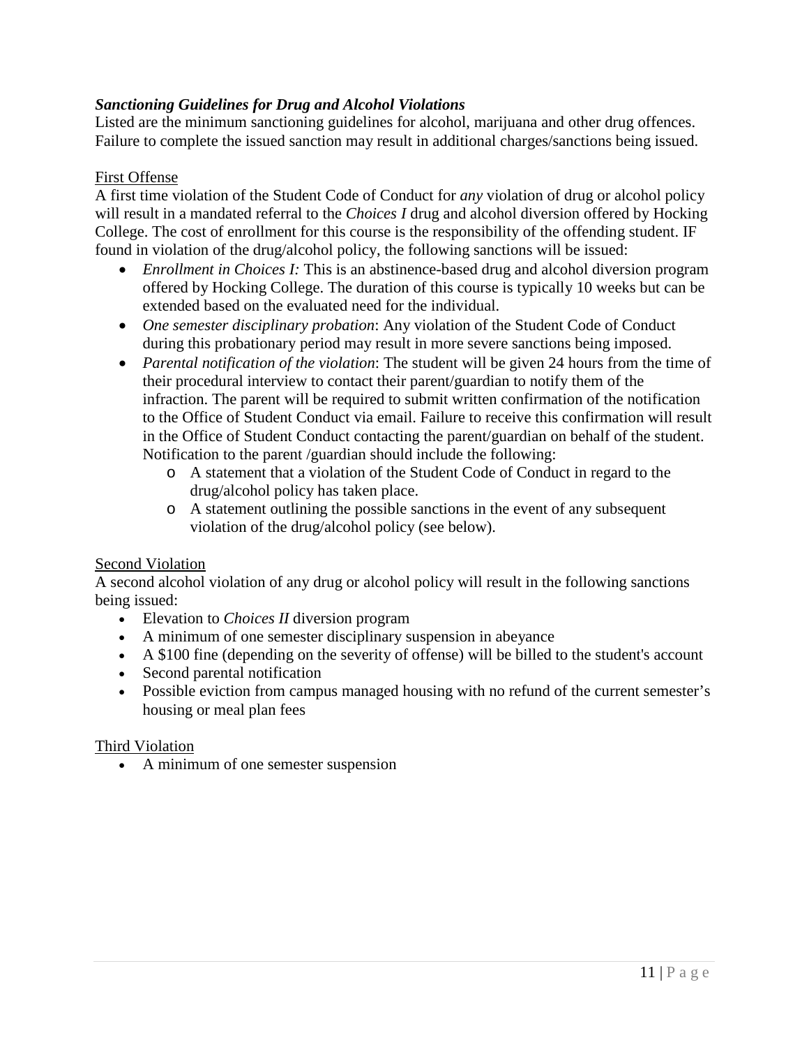### ***Sanctioning Guidelines for Drug and Alcohol Violations***

Listed are the minimum sanctioning guidelines for alcohol, marijuana and other drug offences. Failure to complete the issued sanction may result in additional charges/sanctions being issued.

First Offense

A first time violation of the Student Code of Conduct for *any* violation of drug or alcohol policy will result in a mandated referral to the *Choices I* drug and alcohol diversion offered by Hocking College. The cost of enrollment for this course is the responsibility of the offending student. IF found in violation of the drug/alcohol policy, the following sanctions will be issued:

- *Enrollment in Choices I:* This is an abstinence-based drug and alcohol diversion program offered by Hocking College. The duration of this course is typically 10 weeks but can be extended based on the evaluated need for the individual.
- *One semester disciplinary probation*: Any violation of the Student Code of Conduct during this probationary period may result in more severe sanctions being imposed.
- *Parental notification of the violation*: The student will be given 24 hours from the time of their procedural interview to contact their parent/guardian to notify them of the infraction. The parent will be required to submit written confirmation of the notification to the Office of Student Conduct via email. Failure to receive this confirmation will result in the Office of Student Conduct contacting the parent/guardian on behalf of the student. Notification to the parent /guardian should include the following:
  - A statement that a violation of the Student Code of Conduct in regard to the drug/alcohol policy has taken place.
  - A statement outlining the possible sanctions in the event of any subsequent violation of the drug/alcohol policy (see below).

Second Violation

A second alcohol violation of any drug or alcohol policy will result in the following sanctions being issued:

- Elevation to *Choices II* diversion program
- A minimum of one semester disciplinary suspension in abeyance
- A $100 fine (depending on the severity of offense) will be billed to the student's account
- Second parental notification
- Possible eviction from campus managed housing with no refund of the current semester's housing or meal plan fees

Third Violation

- A minimum of one semester suspension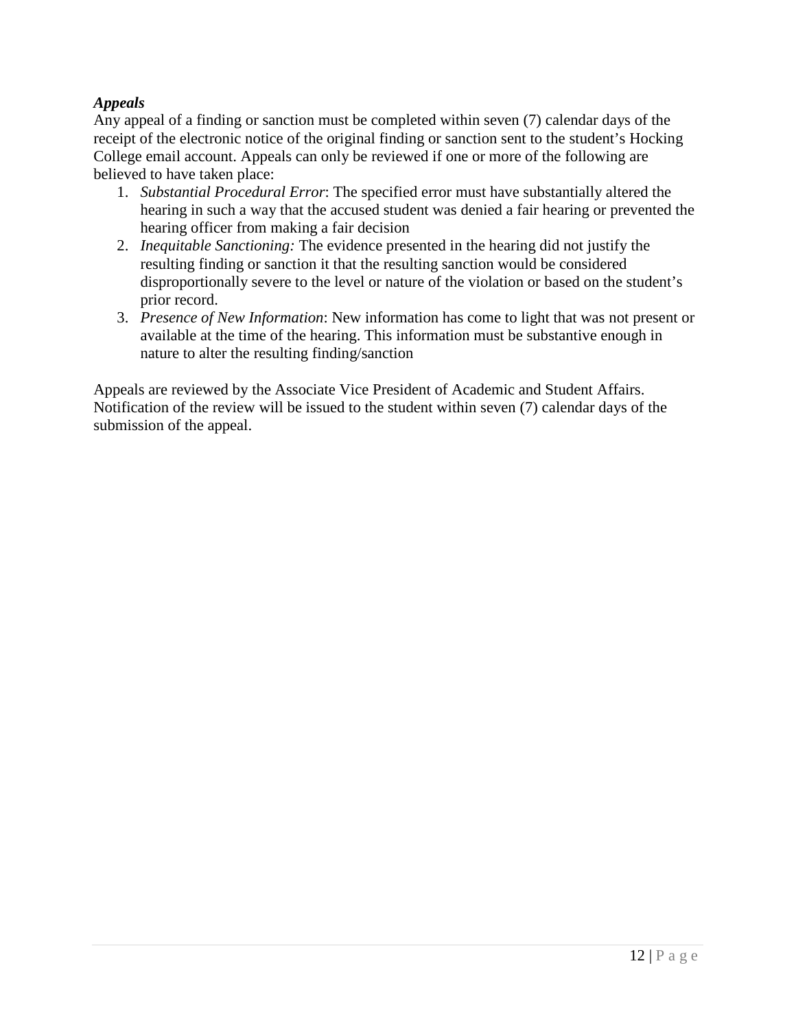***Appeals***

Any appeal of a finding or sanction must be completed within seven (7) calendar days of the receipt of the electronic notice of the original finding or sanction sent to the student's Hocking College email account. Appeals can only be reviewed if one or more of the following are believed to have taken place:

1. *Substantial Procedural Error*: The specified error must have substantially altered the hearing in such a way that the accused student was denied a fair hearing or prevented the hearing officer from making a fair decision
2. *Inequitable Sanctioning:* The evidence presented in the hearing did not justify the resulting finding or sanction it that the resulting sanction would be considered disproportionally severe to the level or nature of the violation or based on the student's prior record.
3. *Presence of New Information*: New information has come to light that was not present or available at the time of the hearing. This information must be substantive enough in nature to alter the resulting finding/sanction

Appeals are reviewed by the Associate Vice President of Academic and Student Affairs. Notification of the review will be issued to the student within seven (7) calendar days of the submission of the appeal.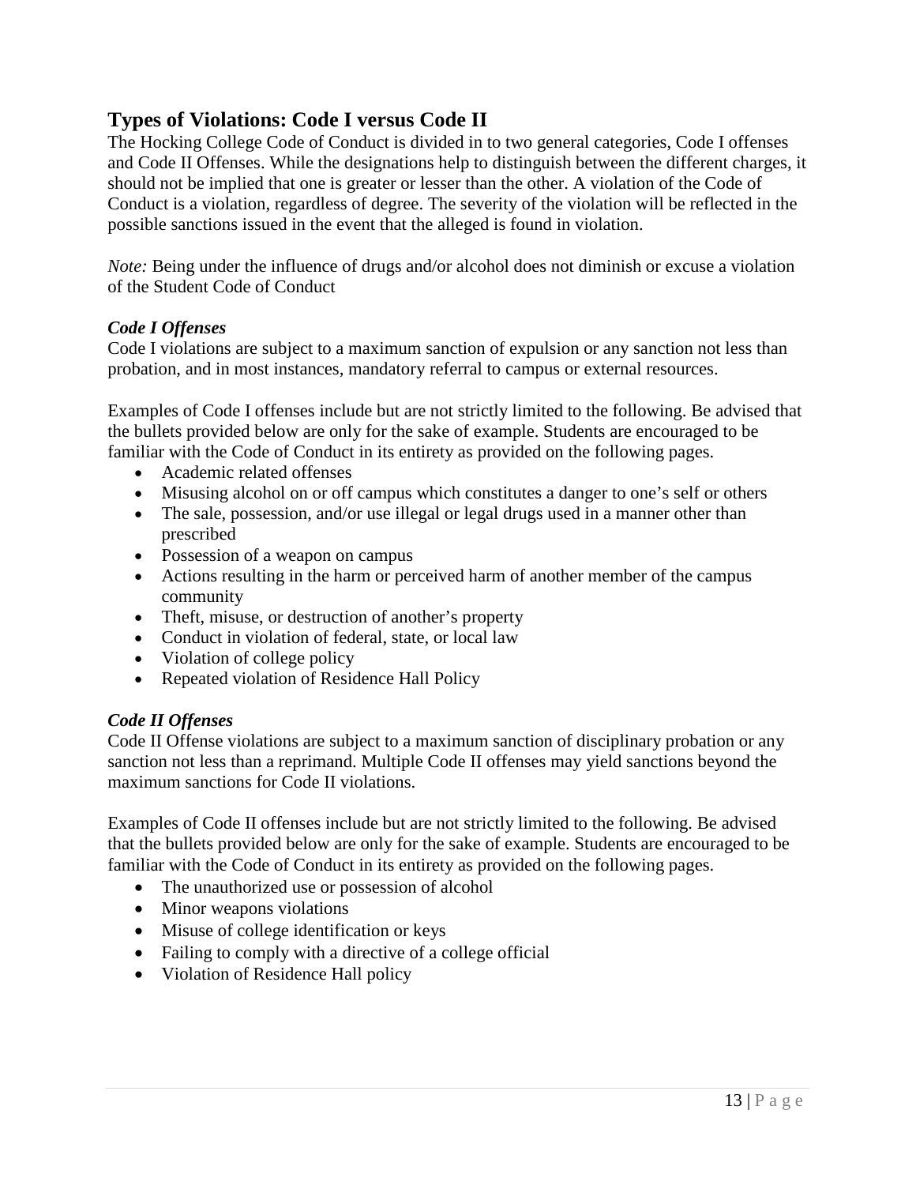## Types of Violations: Code I versus Code II

The Hocking College Code of Conduct is divided in to two general categories, Code I offenses and Code II Offenses. While the designations help to distinguish between the different charges, it should not be implied that one is greater or lesser than the other. A violation of the Code of Conduct is a violation, regardless of degree. The severity of the violation will be reflected in the possible sanctions issued in the event that the alleged is found in violation.

*Note:* Being under the influence of drugs and/or alcohol does not diminish or excuse a violation of the Student Code of Conduct

### *Code I Offenses*

Code I violations are subject to a maximum sanction of expulsion or any sanction not less than probation, and in most instances, mandatory referral to campus or external resources.

Examples of Code I offenses include but are not strictly limited to the following. Be advised that the bullets provided below are only for the sake of example. Students are encouraged to be familiar with the Code of Conduct in its entirety as provided on the following pages.

- Academic related offenses
- Misusing alcohol on or off campus which constitutes a danger to one's self or others
- The sale, possession, and/or use illegal or legal drugs used in a manner other than prescribed
- Possession of a weapon on campus
- Actions resulting in the harm or perceived harm of another member of the campus community
- Theft, misuse, or destruction of another's property
- Conduct in violation of federal, state, or local law
- Violation of college policy
- Repeated violation of Residence Hall Policy

### *Code II Offenses*

Code II Offense violations are subject to a maximum sanction of disciplinary probation or any sanction not less than a reprimand. Multiple Code II offenses may yield sanctions beyond the maximum sanctions for Code II violations.

Examples of Code II offenses include but are not strictly limited to the following. Be advised that the bullets provided below are only for the sake of example. Students are encouraged to be familiar with the Code of Conduct in its entirety as provided on the following pages.

- The unauthorized use or possession of alcohol
- Minor weapons violations
- Misuse of college identification or keys
- Failing to comply with a directive of a college official
- Violation of Residence Hall policy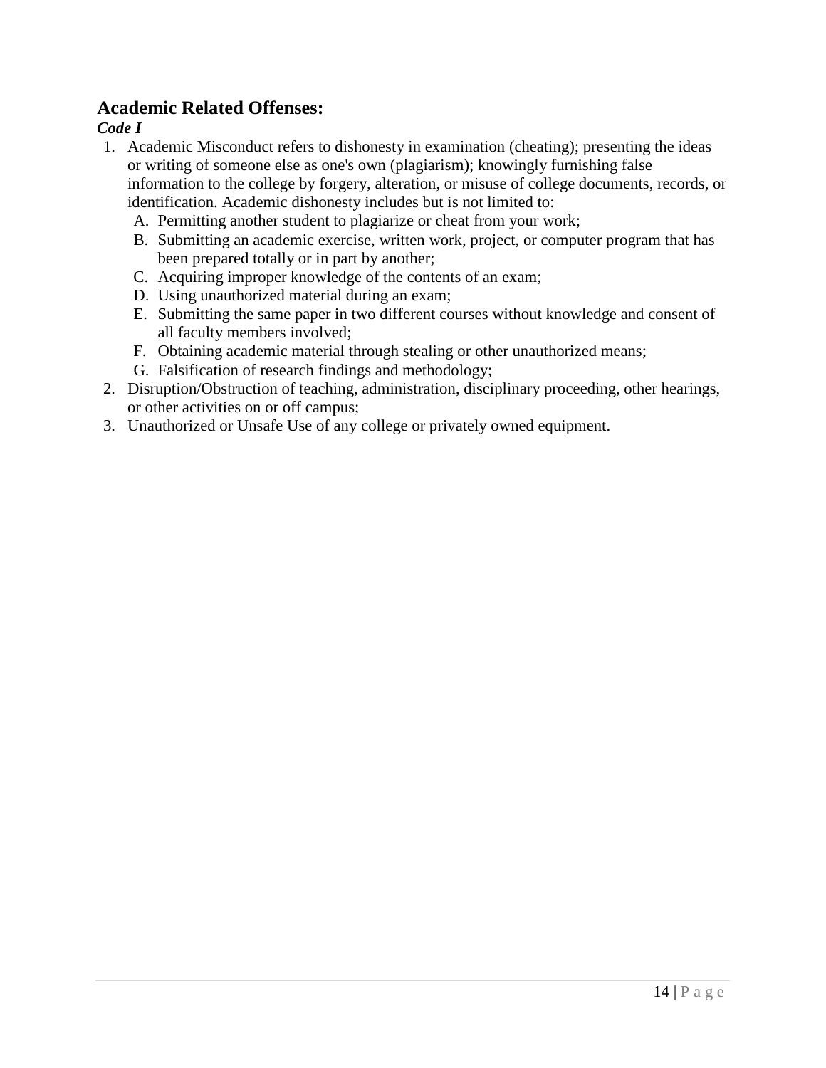## Academic Related Offenses:

***Code I***

1. Academic Misconduct refers to dishonesty in examination (cheating); presenting the ideas or writing of someone else as one's own (plagiarism); knowingly furnishing false information to the college by forgery, alteration, or misuse of college documents, records, or identification. Academic dishonesty includes but is not limited to:
   A. Permitting another student to plagiarize or cheat from your work;
   B. Submitting an academic exercise, written work, project, or computer program that has been prepared totally or in part by another;
   C. Acquiring improper knowledge of the contents of an exam;
   D. Using unauthorized material during an exam;
   E. Submitting the same paper in two different courses without knowledge and consent of all faculty members involved;
   F. Obtaining academic material through stealing or other unauthorized means;
   G. Falsification of research findings and methodology;
2. Disruption/Obstruction of teaching, administration, disciplinary proceeding, other hearings, or other activities on or off campus;
3. Unauthorized or Unsafe Use of any college or privately owned equipment.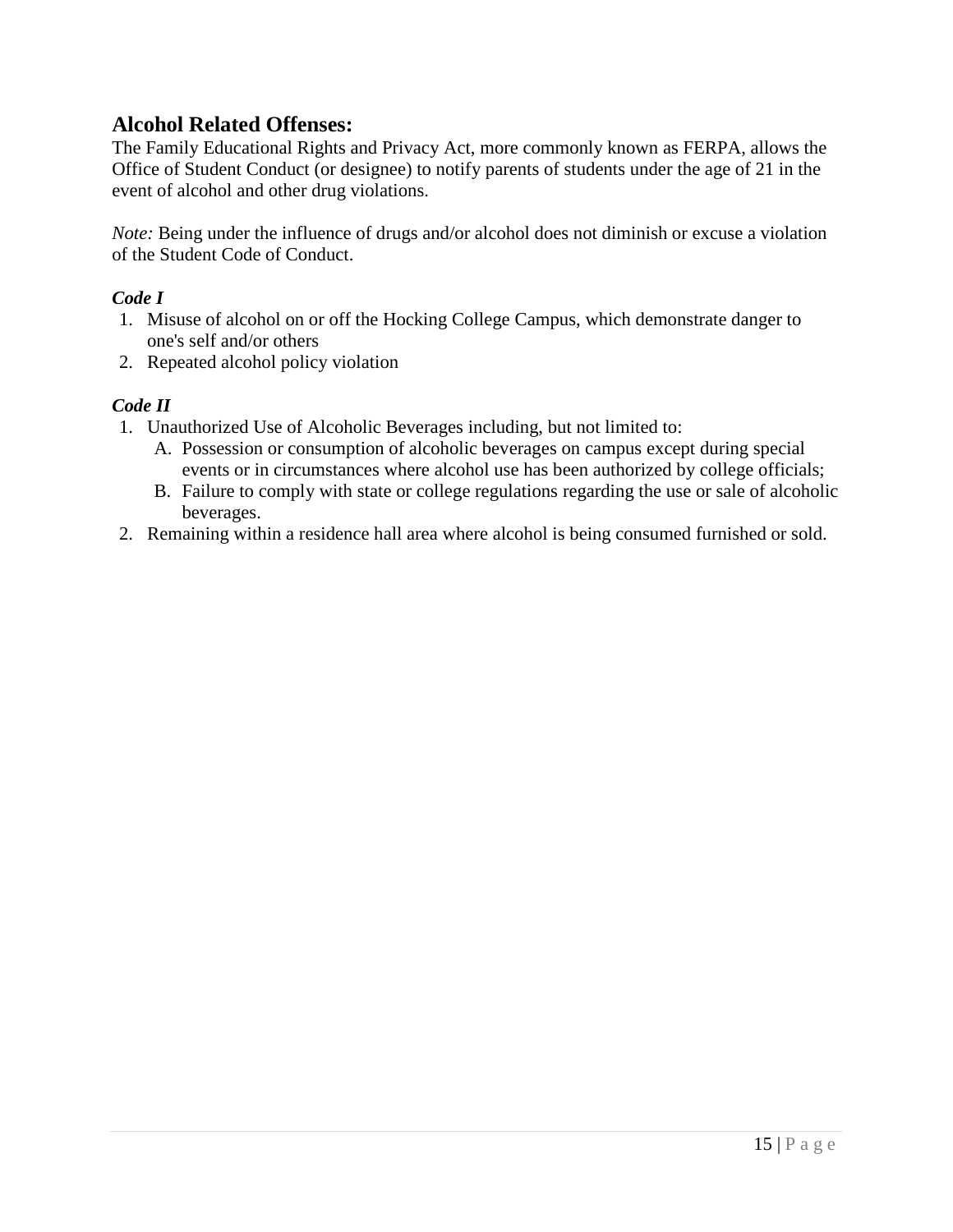## Alcohol Related Offenses:

The Family Educational Rights and Privacy Act, more commonly known as FERPA, allows the Office of Student Conduct (or designee) to notify parents of students under the age of 21 in the event of alcohol and other drug violations.

*Note:* Being under the influence of drugs and/or alcohol does not diminish or excuse a violation of the Student Code of Conduct.

***Code I***

1. Misuse of alcohol on or off the Hocking College Campus, which demonstrate danger to one's self and/or others
2. Repeated alcohol policy violation

***Code II***

1. Unauthorized Use of Alcoholic Beverages including, but not limited to:
   - A. Possession or consumption of alcoholic beverages on campus except during special events or in circumstances where alcohol use has been authorized by college officials;
   - B. Failure to comply with state or college regulations regarding the use or sale of alcoholic beverages.
2. Remaining within a residence hall area where alcohol is being consumed furnished or sold.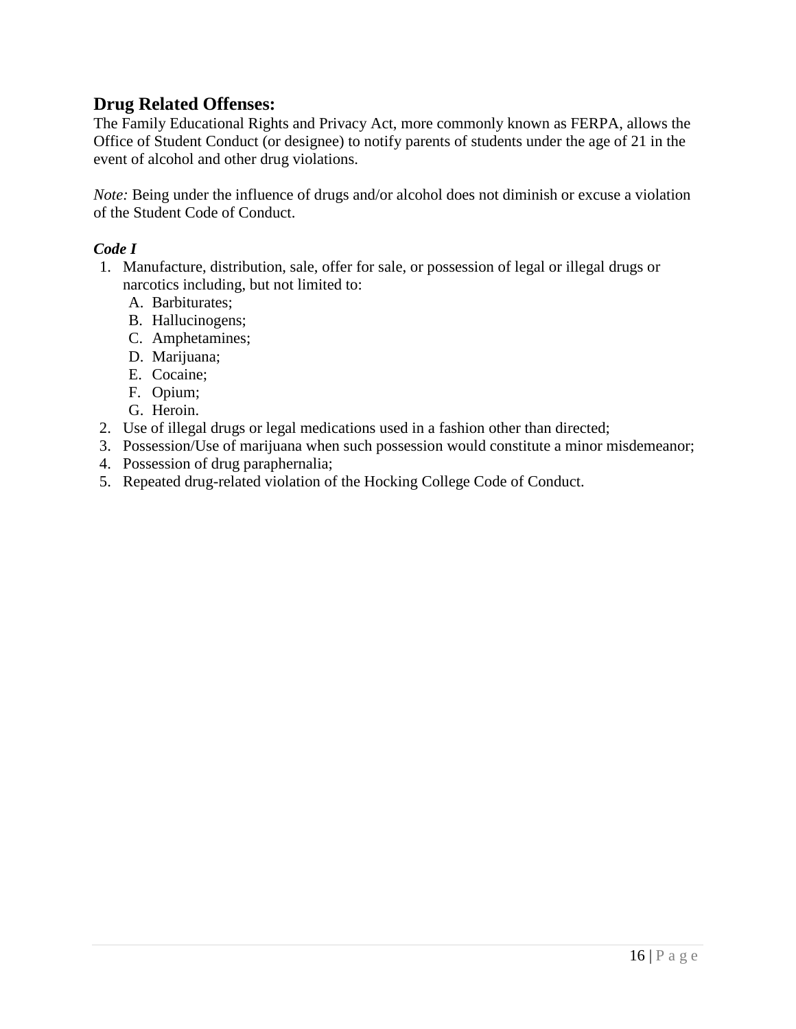## Drug Related Offenses:

The Family Educational Rights and Privacy Act, more commonly known as FERPA, allows the Office of Student Conduct (or designee) to notify parents of students under the age of 21 in the event of alcohol and other drug violations.

*Note:* Being under the influence of drugs and/or alcohol does not diminish or excuse a violation of the Student Code of Conduct.

***Code I***

1. Manufacture, distribution, sale, offer for sale, or possession of legal or illegal drugs or narcotics including, but not limited to:
   A. Barbiturates;
   B. Hallucinogens;
   C. Amphetamines;
   D. Marijuana;
   E. Cocaine;
   F. Opium;
   G. Heroin.
2. Use of illegal drugs or legal medications used in a fashion other than directed;
3. Possession/Use of marijuana when such possession would constitute a minor misdemeanor;
4. Possession of drug paraphernalia;
5. Repeated drug-related violation of the Hocking College Code of Conduct.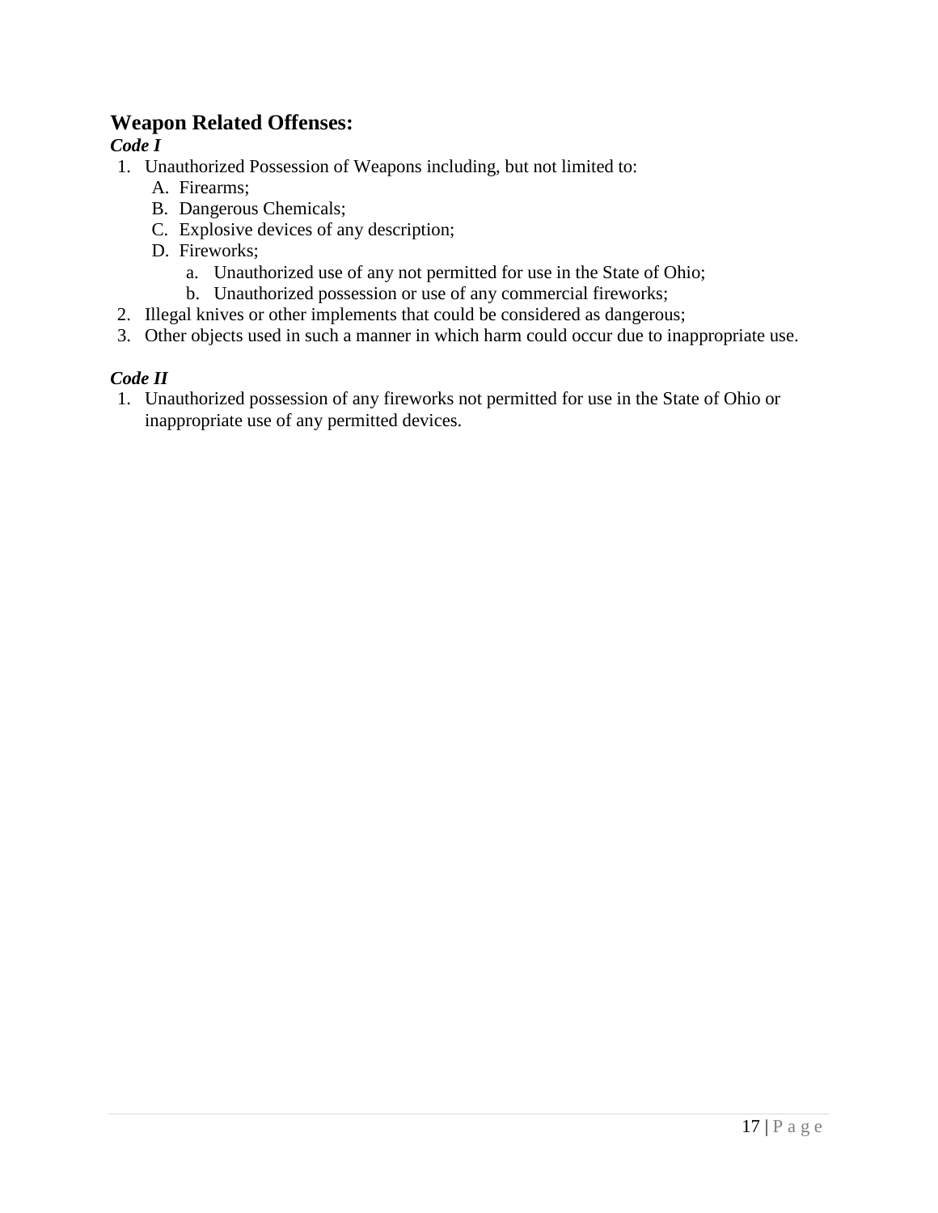## Weapon Related Offenses:

***Code I***

1. Unauthorized Possession of Weapons including, but not limited to:
   - A. Firearms;
   - B. Dangerous Chemicals;
   - C. Explosive devices of any description;
   - D. Fireworks;
     - a. Unauthorized use of any not permitted for use in the State of Ohio;
     - b. Unauthorized possession or use of any commercial fireworks;
2. Illegal knives or other implements that could be considered as dangerous;
3. Other objects used in such a manner in which harm could occur due to inappropriate use.

***Code II***

1. Unauthorized possession of any fireworks not permitted for use in the State of Ohio or inappropriate use of any permitted devices.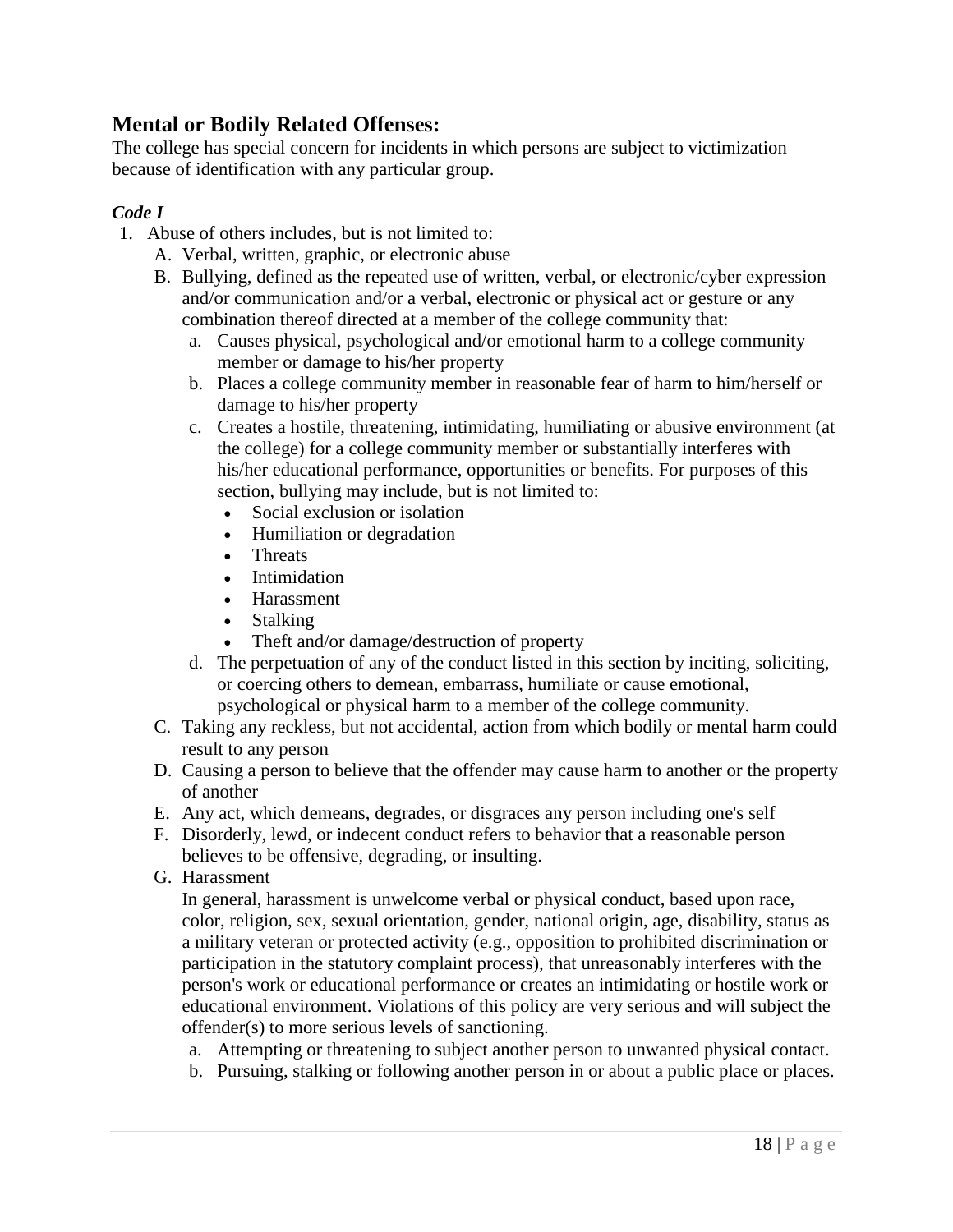## Mental or Bodily Related Offenses:

The college has special concern for incidents in which persons are subject to victimization because of identification with any particular group.

### *Code I*

1. Abuse of others includes, but is not limited to:
   A. Verbal, written, graphic, or electronic abuse
   B. Bullying, defined as the repeated use of written, verbal, or electronic/cyber expression and/or communication and/or a verbal, electronic or physical act or gesture or any combination thereof directed at a member of the college community that:
      a. Causes physical, psychological and/or emotional harm to a college community member or damage to his/her property
      b. Places a college community member in reasonable fear of harm to him/herself or damage to his/her property
      c. Creates a hostile, threatening, intimidating, humiliating or abusive environment (at the college) for a college community member or substantially interferes with his/her educational performance, opportunities or benefits. For purposes of this section, bullying may include, but is not limited to:
         - Social exclusion or isolation
         - Humiliation or degradation
         - Threats
         - Intimidation
         - Harassment
         - Stalking
         - Theft and/or damage/destruction of property
      d. The perpetuation of any of the conduct listed in this section by inciting, soliciting, or coercing others to demean, embarrass, humiliate or cause emotional, psychological or physical harm to a member of the college community.
   C. Taking any reckless, but not accidental, action from which bodily or mental harm could result to any person
   D. Causing a person to believe that the offender may cause harm to another or the property of another
   E. Any act, which demeans, degrades, or disgraces any person including one's self
   F. Disorderly, lewd, or indecent conduct refers to behavior that a reasonable person believes to be offensive, degrading, or insulting.
   G. Harassment

      In general, harassment is unwelcome verbal or physical conduct, based upon race, color, religion, sex, sexual orientation, gender, national origin, age, disability, status as a military veteran or protected activity (e.g., opposition to prohibited discrimination or participation in the statutory complaint process), that unreasonably interferes with the person's work or educational performance or creates an intimidating or hostile work or educational environment. Violations of this policy are very serious and will subject the offender(s) to more serious levels of sanctioning.

      a. Attempting or threatening to subject another person to unwanted physical contact.
      b. Pursuing, stalking or following another person in or about a public place or places.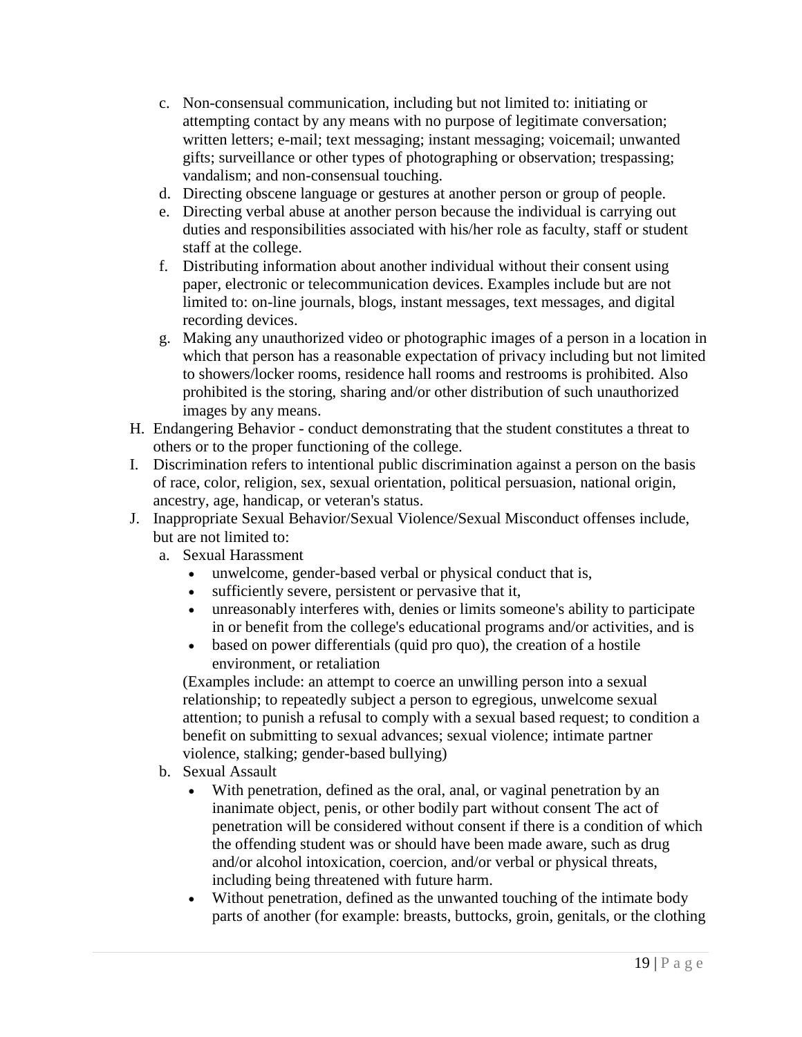c. Non-consensual communication, including but not limited to: initiating or attempting contact by any means with no purpose of legitimate conversation; written letters; e-mail; text messaging; instant messaging; voicemail; unwanted gifts; surveillance or other types of photographing or observation; trespassing; vandalism; and non-consensual touching.
   d. Directing obscene language or gestures at another person or group of people.
   e. Directing verbal abuse at another person because the individual is carrying out duties and responsibilities associated with his/her role as faculty, staff or student staff at the college.
   f. Distributing information about another individual without their consent using paper, electronic or telecommunication devices. Examples include but are not limited to: on-line journals, blogs, instant messages, text messages, and digital recording devices.
   g. Making any unauthorized video or photographic images of a person in a location in which that person has a reasonable expectation of privacy including but not limited to showers/locker rooms, residence hall rooms and restrooms is prohibited. Also prohibited is the storing, sharing and/or other distribution of such unauthorized images by any means.

H. Endangering Behavior - conduct demonstrating that the student constitutes a threat to others or to the proper functioning of the college.

I. Discrimination refers to intentional public discrimination against a person on the basis of race, color, religion, sex, sexual orientation, political persuasion, national origin, ancestry, age, handicap, or veteran's status.

J. Inappropriate Sexual Behavior/Sexual Violence/Sexual Misconduct offenses include, but are not limited to:
   a. Sexual Harassment
      - unwelcome, gender-based verbal or physical conduct that is,
      - sufficiently severe, persistent or pervasive that it,
      - unreasonably interferes with, denies or limits someone's ability to participate in or benefit from the college's educational programs and/or activities, and is
      - based on power differentials (quid pro quo), the creation of a hostile environment, or retaliation

      (Examples include: an attempt to coerce an unwilling person into a sexual relationship; to repeatedly subject a person to egregious, unwelcome sexual attention; to punish a refusal to comply with a sexual based request; to condition a benefit on submitting to sexual advances; sexual violence; intimate partner violence, stalking; gender-based bullying)
   b. Sexual Assault
      - With penetration, defined as the oral, anal, or vaginal penetration by an inanimate object, penis, or other bodily part without consent The act of penetration will be considered without consent if there is a condition of which the offending student was or should have been made aware, such as drug and/or alcohol intoxication, coercion, and/or verbal or physical threats, including being threatened with future harm.
      - Without penetration, defined as the unwanted touching of the intimate body parts of another (for example: breasts, buttocks, groin, genitals, or the clothing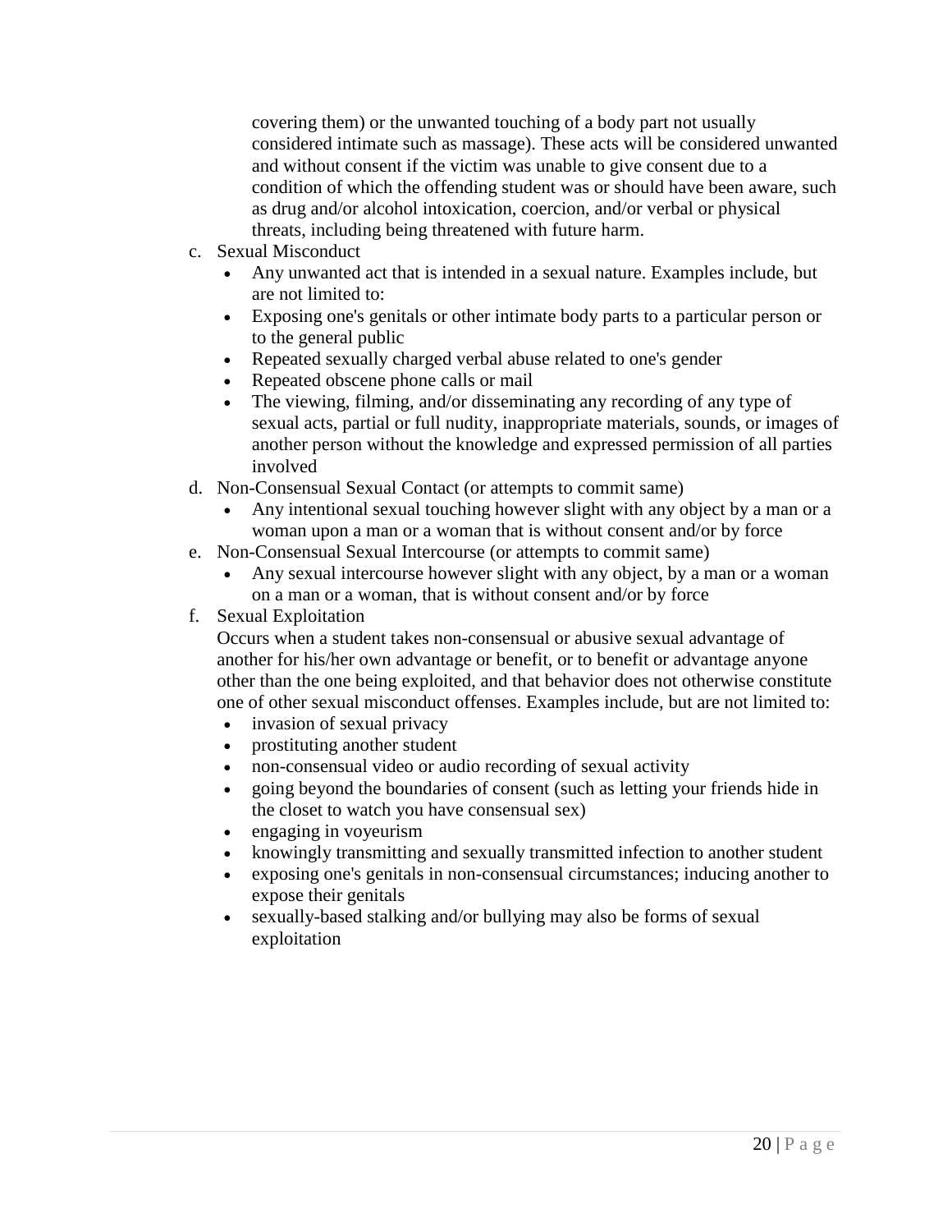covering them) or the unwanted touching of a body part not usually considered intimate such as massage). These acts will be considered unwanted and without consent if the victim was unable to give consent due to a condition of which the offending student was or should have been aware, such as drug and/or alcohol intoxication, coercion, and/or verbal or physical threats, including being threatened with future harm.

c. Sexual Misconduct
   - Any unwanted act that is intended in a sexual nature. Examples include, but are not limited to:
   - Exposing one's genitals or other intimate body parts to a particular person or to the general public
   - Repeated sexually charged verbal abuse related to one's gender
   - Repeated obscene phone calls or mail
   - The viewing, filming, and/or disseminating any recording of any type of sexual acts, partial or full nudity, inappropriate materials, sounds, or images of another person without the knowledge and expressed permission of all parties involved

d. Non-Consensual Sexual Contact (or attempts to commit same)
   - Any intentional sexual touching however slight with any object by a man or a woman upon a man or a woman that is without consent and/or by force

e. Non-Consensual Sexual Intercourse (or attempts to commit same)
   - Any sexual intercourse however slight with any object, by a man or a woman on a man or a woman, that is without consent and/or by force

f. Sexual Exploitation

   Occurs when a student takes non-consensual or abusive sexual advantage of another for his/her own advantage or benefit, or to benefit or advantage anyone other than the one being exploited, and that behavior does not otherwise constitute one of other sexual misconduct offenses. Examples include, but are not limited to:
   - invasion of sexual privacy
   - prostituting another student
   - non-consensual video or audio recording of sexual activity
   - going beyond the boundaries of consent (such as letting your friends hide in the closet to watch you have consensual sex)
   - engaging in voyeurism
   - knowingly transmitting and sexually transmitted infection to another student
   - exposing one's genitals in non-consensual circumstances; inducing another to expose their genitals
   - sexually-based stalking and/or bullying may also be forms of sexual exploitation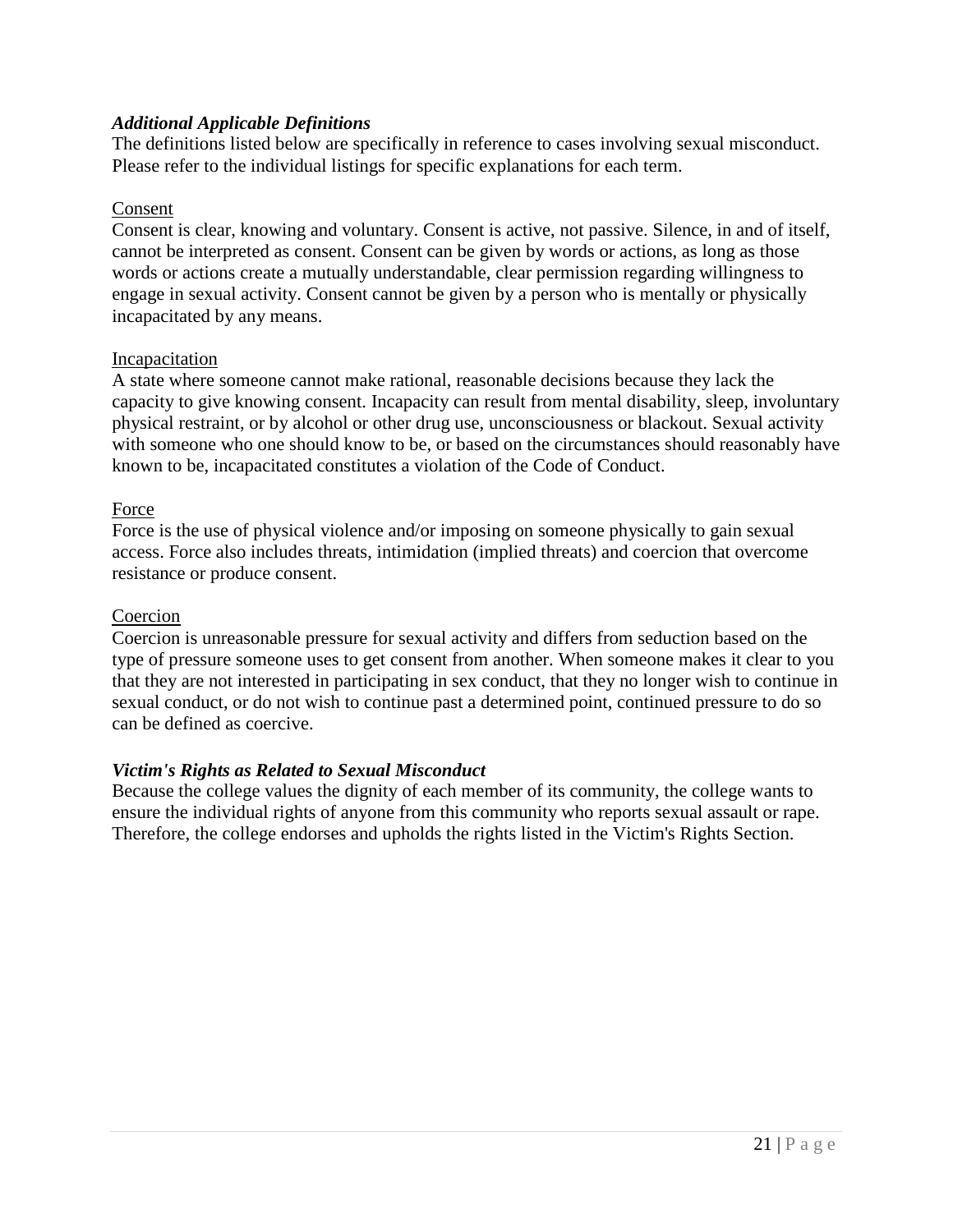### *Additional Applicable Definitions*

The definitions listed below are specifically in reference to cases involving sexual misconduct. Please refer to the individual listings for specific explanations for each term.

<u>Consent</u>

Consent is clear, knowing and voluntary. Consent is active, not passive. Silence, in and of itself, cannot be interpreted as consent. Consent can be given by words or actions, as long as those words or actions create a mutually understandable, clear permission regarding willingness to engage in sexual activity. Consent cannot be given by a person who is mentally or physically incapacitated by any means.

<u>Incapacitation</u>

A state where someone cannot make rational, reasonable decisions because they lack the capacity to give knowing consent. Incapacity can result from mental disability, sleep, involuntary physical restraint, or by alcohol or other drug use, unconsciousness or blackout. Sexual activity with someone who one should know to be, or based on the circumstances should reasonably have known to be, incapacitated constitutes a violation of the Code of Conduct.

<u>Force</u>

Force is the use of physical violence and/or imposing on someone physically to gain sexual access. Force also includes threats, intimidation (implied threats) and coercion that overcome resistance or produce consent.

<u>Coercion</u>

Coercion is unreasonable pressure for sexual activity and differs from seduction based on the type of pressure someone uses to get consent from another. When someone makes it clear to you that they are not interested in participating in sex conduct, that they no longer wish to continue in sexual conduct, or do not wish to continue past a determined point, continued pressure to do so can be defined as coercive.

### *Victim's Rights as Related to Sexual Misconduct*

Because the college values the dignity of each member of its community, the college wants to ensure the individual rights of anyone from this community who reports sexual assault or rape. Therefore, the college endorses and upholds the rights listed in the Victim's Rights Section.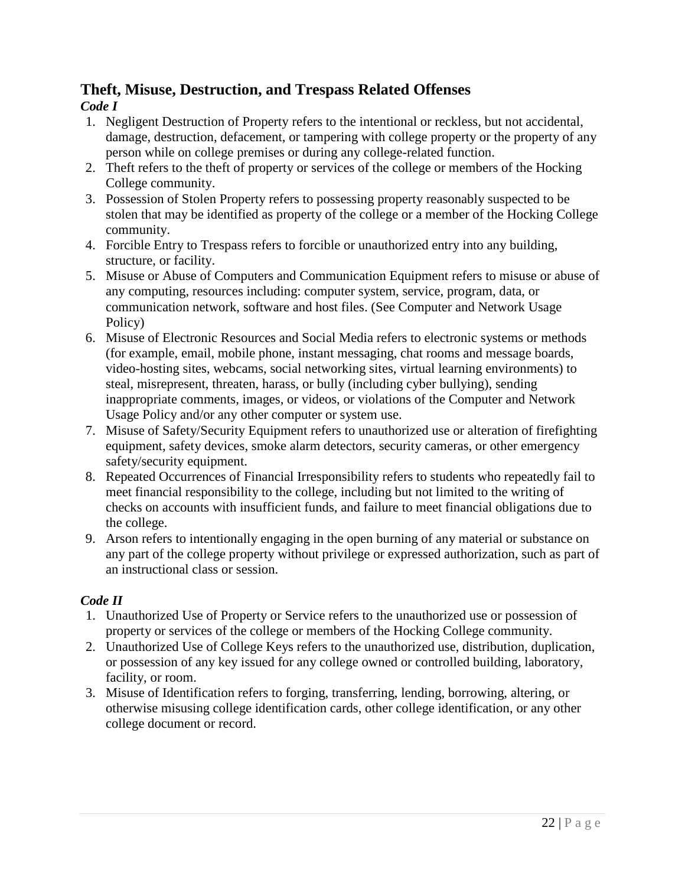## Theft, Misuse, Destruction, and Trespass Related Offenses

### *Code I*

1. Negligent Destruction of Property refers to the intentional or reckless, but not accidental, damage, destruction, defacement, or tampering with college property or the property of any person while on college premises or during any college-related function.
2. Theft refers to the theft of property or services of the college or members of the Hocking College community.
3. Possession of Stolen Property refers to possessing property reasonably suspected to be stolen that may be identified as property of the college or a member of the Hocking College community.
4. Forcible Entry to Trespass refers to forcible or unauthorized entry into any building, structure, or facility.
5. Misuse or Abuse of Computers and Communication Equipment refers to misuse or abuse of any computing, resources including: computer system, service, program, data, or communication network, software and host files. (See Computer and Network Usage Policy)
6. Misuse of Electronic Resources and Social Media refers to electronic systems or methods (for example, email, mobile phone, instant messaging, chat rooms and message boards, video-hosting sites, webcams, social networking sites, virtual learning environments) to steal, misrepresent, threaten, harass, or bully (including cyber bullying), sending inappropriate comments, images, or videos, or violations of the Computer and Network Usage Policy and/or any other computer or system use.
7. Misuse of Safety/Security Equipment refers to unauthorized use or alteration of firefighting equipment, safety devices, smoke alarm detectors, security cameras, or other emergency safety/security equipment.
8. Repeated Occurrences of Financial Irresponsibility refers to students who repeatedly fail to meet financial responsibility to the college, including but not limited to the writing of checks on accounts with insufficient funds, and failure to meet financial obligations due to the college.
9. Arson refers to intentionally engaging in the open burning of any material or substance on any part of the college property without privilege or expressed authorization, such as part of an instructional class or session.

### *Code II*

1. Unauthorized Use of Property or Service refers to the unauthorized use or possession of property or services of the college or members of the Hocking College community.
2. Unauthorized Use of College Keys refers to the unauthorized use, distribution, duplication, or possession of any key issued for any college owned or controlled building, laboratory, facility, or room.
3. Misuse of Identification refers to forging, transferring, lending, borrowing, altering, or otherwise misusing college identification cards, other college identification, or any other college document or record.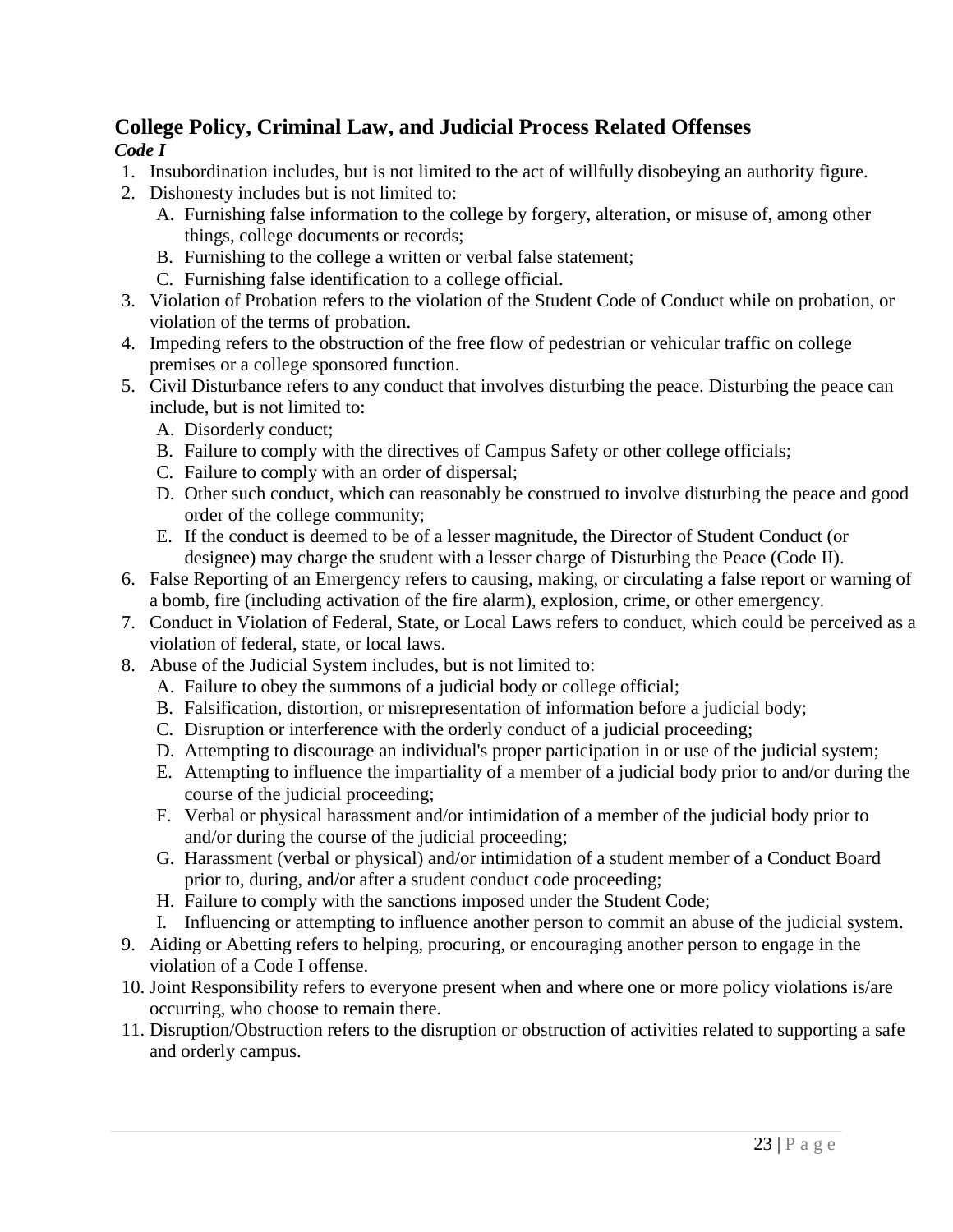## College Policy, Criminal Law, and Judicial Process Related Offenses

***Code I***

1. Insubordination includes, but is not limited to the act of willfully disobeying an authority figure.
2. Dishonesty includes but is not limited to:
   A. Furnishing false information to the college by forgery, alteration, or misuse of, among other things, college documents or records;
   B. Furnishing to the college a written or verbal false statement;
   C. Furnishing false identification to a college official.
3. Violation of Probation refers to the violation of the Student Code of Conduct while on probation, or violation of the terms of probation.
4. Impeding refers to the obstruction of the free flow of pedestrian or vehicular traffic on college premises or a college sponsored function.
5. Civil Disturbance refers to any conduct that involves disturbing the peace. Disturbing the peace can include, but is not limited to:
   A. Disorderly conduct;
   B. Failure to comply with the directives of Campus Safety or other college officials;
   C. Failure to comply with an order of dispersal;
   D. Other such conduct, which can reasonably be construed to involve disturbing the peace and good order of the college community;
   E. If the conduct is deemed to be of a lesser magnitude, the Director of Student Conduct (or designee) may charge the student with a lesser charge of Disturbing the Peace (Code II).
6. False Reporting of an Emergency refers to causing, making, or circulating a false report or warning of a bomb, fire (including activation of the fire alarm), explosion, crime, or other emergency.
7. Conduct in Violation of Federal, State, or Local Laws refers to conduct, which could be perceived as a violation of federal, state, or local laws.
8. Abuse of the Judicial System includes, but is not limited to:
   A. Failure to obey the summons of a judicial body or college official;
   B. Falsification, distortion, or misrepresentation of information before a judicial body;
   C. Disruption or interference with the orderly conduct of a judicial proceeding;
   D. Attempting to discourage an individual's proper participation in or use of the judicial system;
   E. Attempting to influence the impartiality of a member of a judicial body prior to and/or during the course of the judicial proceeding;
   F. Verbal or physical harassment and/or intimidation of a member of the judicial body prior to and/or during the course of the judicial proceeding;
   G. Harassment (verbal or physical) and/or intimidation of a student member of a Conduct Board prior to, during, and/or after a student conduct code proceeding;
   H. Failure to comply with the sanctions imposed under the Student Code;
   I. Influencing or attempting to influence another person to commit an abuse of the judicial system.
9. Aiding or Abetting refers to helping, procuring, or encouraging another person to engage in the violation of a Code I offense.
10. Joint Responsibility refers to everyone present when and where one or more policy violations is/are occurring, who choose to remain there.
11. Disruption/Obstruction refers to the disruption or obstruction of activities related to supporting a safe and orderly campus.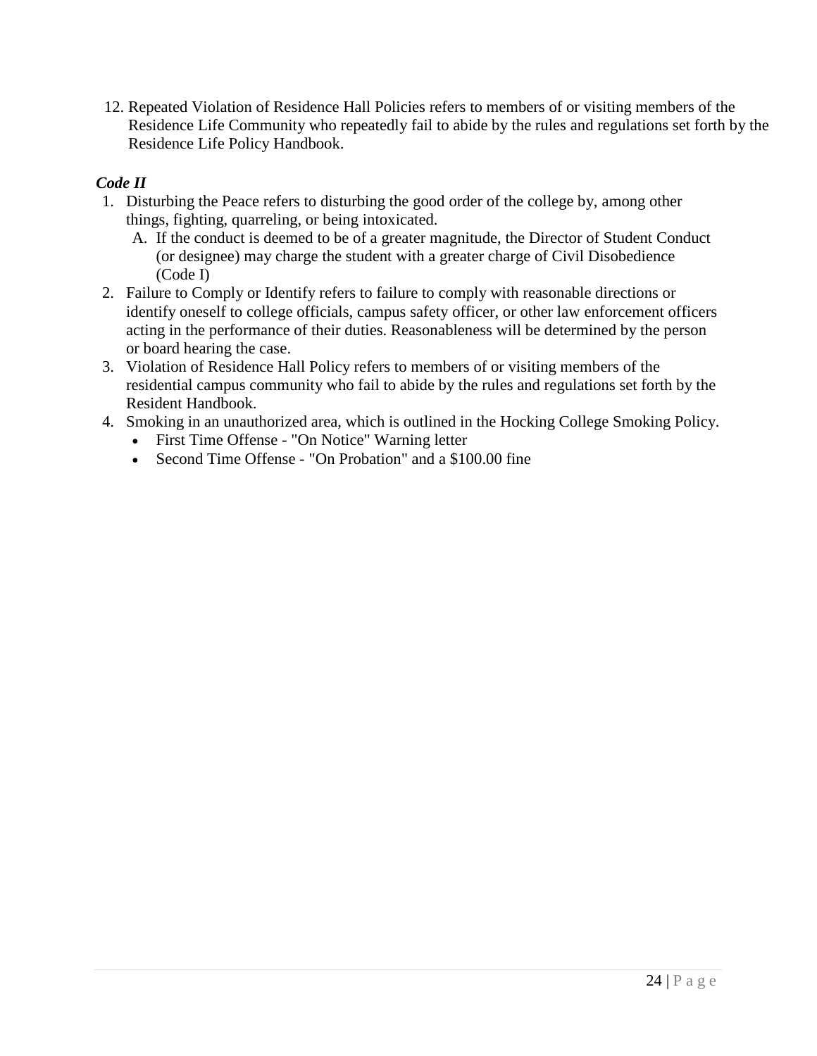12. Repeated Violation of Residence Hall Policies refers to members of or visiting members of the Residence Life Community who repeatedly fail to abide by the rules and regulations set forth by the Residence Life Policy Handbook.

***Code II***

1. Disturbing the Peace refers to disturbing the good order of the college by, among other things, fighting, quarreling, or being intoxicated.
   A. If the conduct is deemed to be of a greater magnitude, the Director of Student Conduct (or designee) may charge the student with a greater charge of Civil Disobedience (Code I)
2. Failure to Comply or Identify refers to failure to comply with reasonable directions or identify oneself to college officials, campus safety officer, or other law enforcement officers acting in the performance of their duties. Reasonableness will be determined by the person or board hearing the case.
3. Violation of Residence Hall Policy refers to members of or visiting members of the residential campus community who fail to abide by the rules and regulations set forth by the Resident Handbook.
4. Smoking in an unauthorized area, which is outlined in the Hocking College Smoking Policy.
   - First Time Offense - "On Notice" Warning letter
   - Second Time Offense - "On Probation" and a $100.00 fine